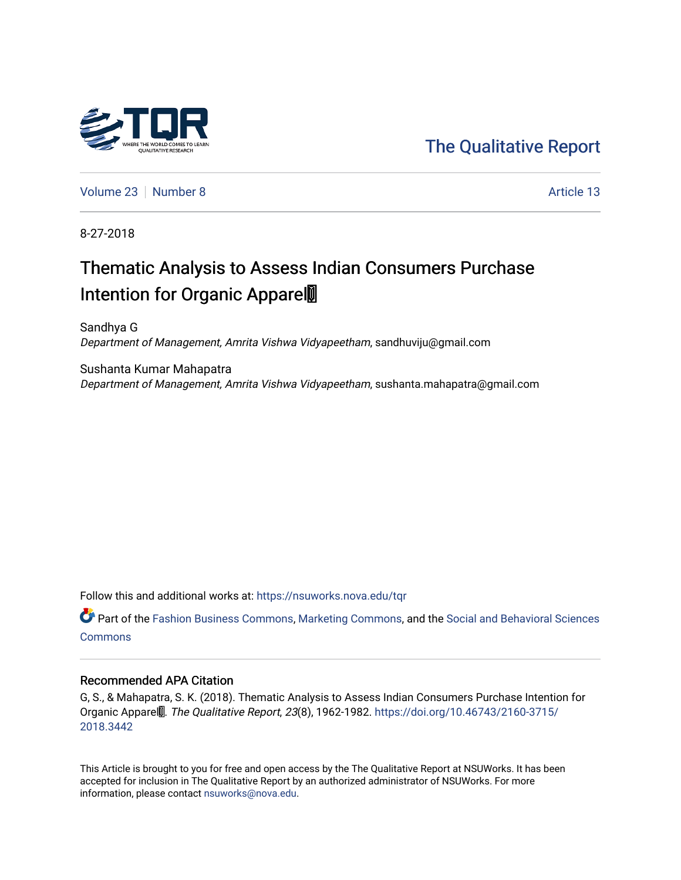The Qualitative Report

Volume 23 | Number 8 | Article 13

8-27-2018

# Thematic Analysis to Assess Indian Consumers Purchase Intention for Organic Apparel

Sandhya G
*Department of Management, Amrita Vishwa Vidyapeetham*, sandhuviju@gmail.com

Sushanta Kumar Mahapatra
*Department of Management, Amrita Vishwa Vidyapeetham*, sushanta.mahapatra@gmail.com

Follow this and additional works at: https://nsuworks.nova.edu/tqr

Part of the Fashion Business Commons, Marketing Commons, and the Social and Behavioral Sciences Commons

## Recommended APA Citation

G, S., & Mahapatra, S. K. (2018). Thematic Analysis to Assess Indian Consumers Purchase Intention for Organic Apparel. *The Qualitative Report*, *23*(8), 1962-1982. https://doi.org/10.46743/2160-3715/2018.3442

This Article is brought to you for free and open access by the The Qualitative Report at NSUWorks. It has been accepted for inclusion in The Qualitative Report by an authorized administrator of NSUWorks. For more information, please contact nsuworks@nova.edu.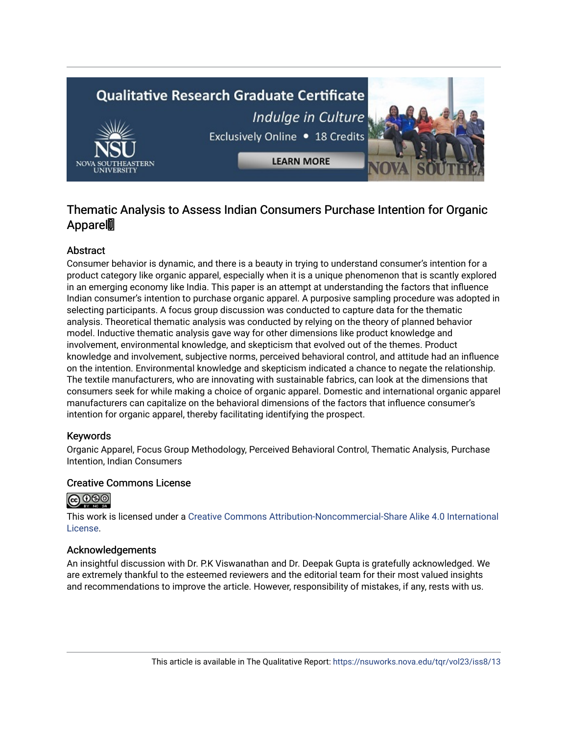# Thematic Analysis to Assess Indian Consumers Purchase Intention for Organic Apparel

## Abstract

Consumer behavior is dynamic, and there is a beauty in trying to understand consumer's intention for a product category like organic apparel, especially when it is a unique phenomenon that is scantly explored in an emerging economy like India. This paper is an attempt at understanding the factors that influence Indian consumer's intention to purchase organic apparel. A purposive sampling procedure was adopted in selecting participants. A focus group discussion was conducted to capture data for the thematic analysis. Theoretical thematic analysis was conducted by relying on the theory of planned behavior model. Inductive thematic analysis gave way for other dimensions like product knowledge and involvement, environmental knowledge, and skepticism that evolved out of the themes. Product knowledge and involvement, subjective norms, perceived behavioral control, and attitude had an influence on the intention. Environmental knowledge and skepticism indicated a chance to negate the relationship. The textile manufacturers, who are innovating with sustainable fabrics, can look at the dimensions that consumers seek for while making a choice of organic apparel. Domestic and international organic apparel manufacturers can capitalize on the behavioral dimensions of the factors that influence consumer's intention for organic apparel, thereby facilitating identifying the prospect.

## Keywords

Organic Apparel, Focus Group Methodology, Perceived Behavioral Control, Thematic Analysis, Purchase Intention, Indian Consumers

## Creative Commons License

This work is licensed under a Creative Commons Attribution-Noncommercial-Share Alike 4.0 International License.

## Acknowledgements

An insightful discussion with Dr. P.K Viswanathan and Dr. Deepak Gupta is gratefully acknowledged. We are extremely thankful to the esteemed reviewers and the editorial team for their most valued insights and recommendations to improve the article. However, responsibility of mistakes, if any, rests with us.

This article is available in The Qualitative Report: https://nsuworks.nova.edu/tqr/vol23/iss8/13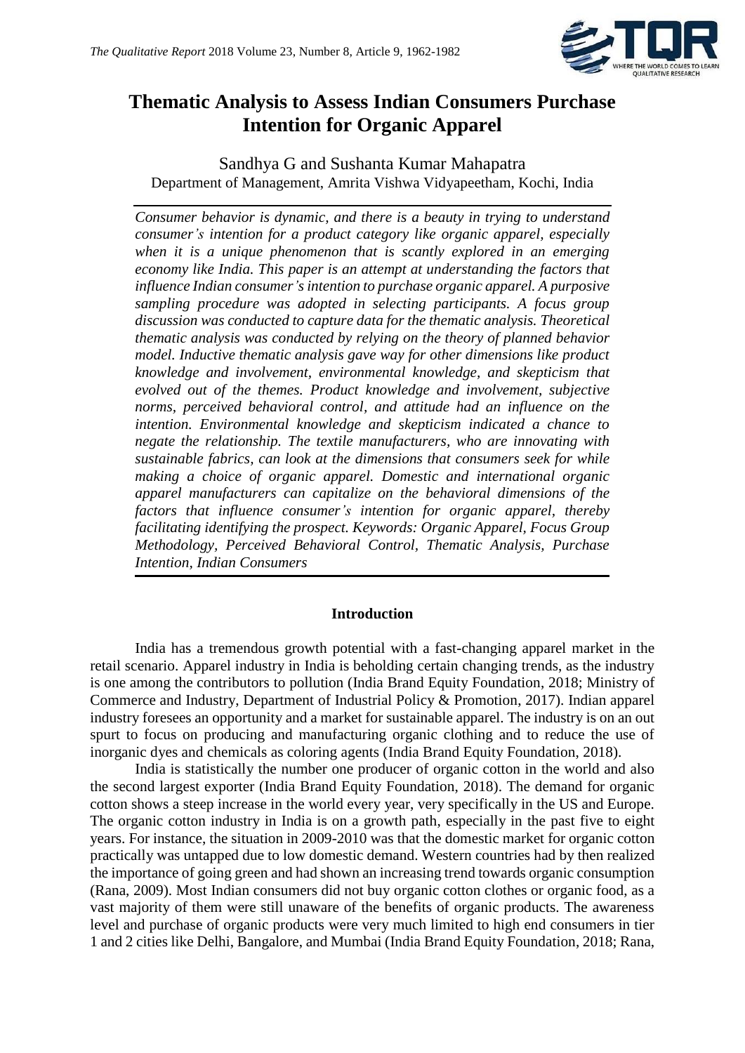# Thematic Analysis to Assess Indian Consumers Purchase Intention for Organic Apparel

Sandhya G and Sushanta Kumar Mahapatra

Department of Management, Amrita Vishwa Vidyapeetham, Kochi, India

*Consumer behavior is dynamic, and there is a beauty in trying to understand consumer's intention for a product category like organic apparel, especially when it is a unique phenomenon that is scantly explored in an emerging economy like India. This paper is an attempt at understanding the factors that influence Indian consumer's intention to purchase organic apparel. A purposive sampling procedure was adopted in selecting participants. A focus group discussion was conducted to capture data for the thematic analysis. Theoretical thematic analysis was conducted by relying on the theory of planned behavior model. Inductive thematic analysis gave way for other dimensions like product knowledge and involvement, environmental knowledge, and skepticism that evolved out of the themes. Product knowledge and involvement, subjective norms, perceived behavioral control, and attitude had an influence on the intention. Environmental knowledge and skepticism indicated a chance to negate the relationship. The textile manufacturers, who are innovating with sustainable fabrics, can look at the dimensions that consumers seek for while making a choice of organic apparel. Domestic and international organic apparel manufacturers can capitalize on the behavioral dimensions of the factors that influence consumer's intention for organic apparel, thereby facilitating identifying the prospect. Keywords: Organic Apparel, Focus Group Methodology, Perceived Behavioral Control, Thematic Analysis, Purchase Intention, Indian Consumers*

## Introduction

India has a tremendous growth potential with a fast-changing apparel market in the retail scenario. Apparel industry in India is beholding certain changing trends, as the industry is one among the contributors to pollution (India Brand Equity Foundation, 2018; Ministry of Commerce and Industry, Department of Industrial Policy & Promotion, 2017). Indian apparel industry foresees an opportunity and a market for sustainable apparel. The industry is on an out spurt to focus on producing and manufacturing organic clothing and to reduce the use of inorganic dyes and chemicals as coloring agents (India Brand Equity Foundation, 2018).

India is statistically the number one producer of organic cotton in the world and also the second largest exporter (India Brand Equity Foundation, 2018). The demand for organic cotton shows a steep increase in the world every year, very specifically in the US and Europe. The organic cotton industry in India is on a growth path, especially in the past five to eight years. For instance, the situation in 2009-2010 was that the domestic market for organic cotton practically was untapped due to low domestic demand. Western countries had by then realized the importance of going green and had shown an increasing trend towards organic consumption (Rana, 2009). Most Indian consumers did not buy organic cotton clothes or organic food, as a vast majority of them were still unaware of the benefits of organic products. The awareness level and purchase of organic products were very much limited to high end consumers in tier 1 and 2 cities like Delhi, Bangalore, and Mumbai (India Brand Equity Foundation, 2018; Rana,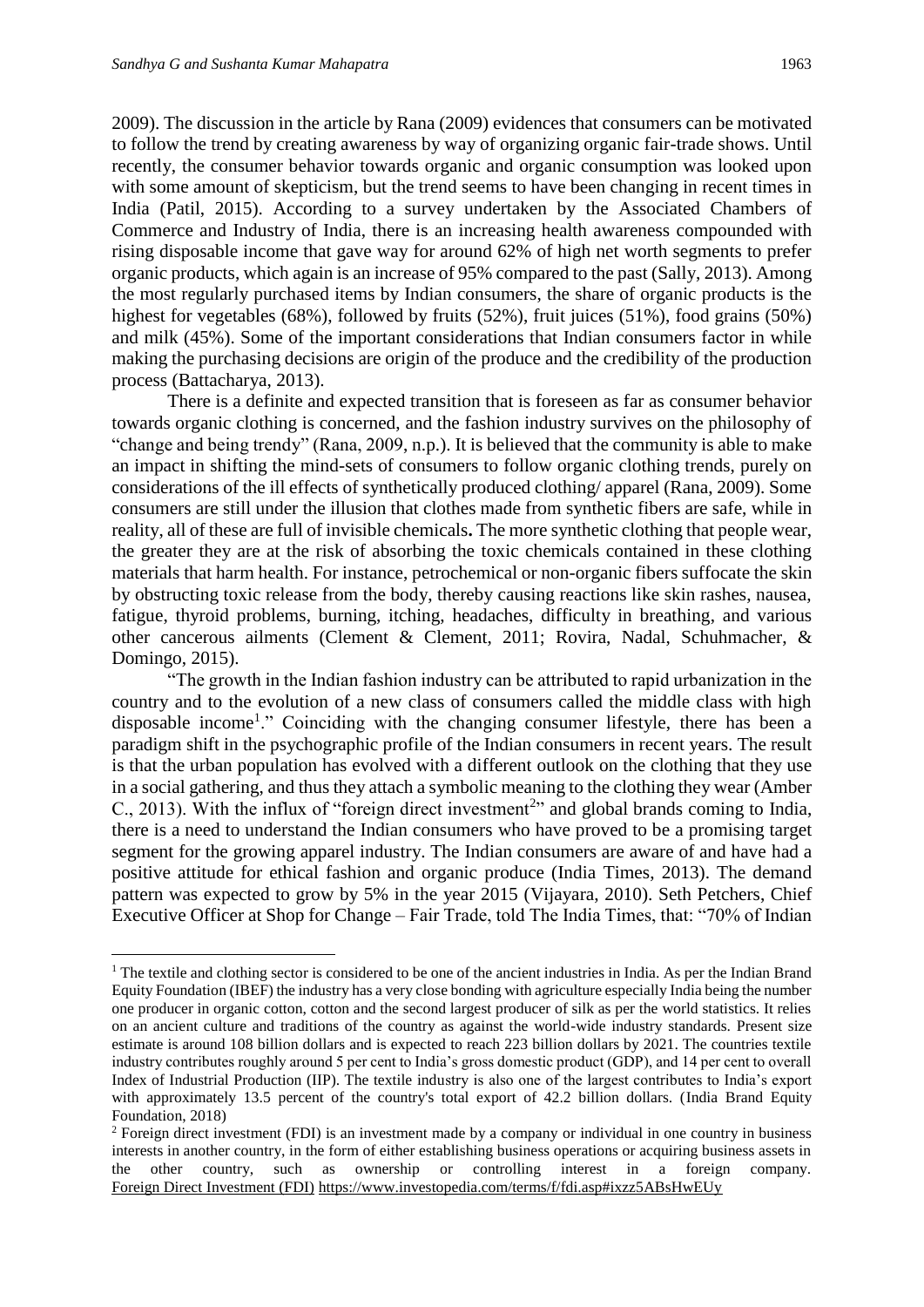2009). The discussion in the article by Rana (2009) evidences that consumers can be motivated to follow the trend by creating awareness by way of organizing organic fair-trade shows. Until recently, the consumer behavior towards organic and organic consumption was looked upon with some amount of skepticism, but the trend seems to have been changing in recent times in India (Patil, 2015). According to a survey undertaken by the Associated Chambers of Commerce and Industry of India, there is an increasing health awareness compounded with rising disposable income that gave way for around 62% of high net worth segments to prefer organic products, which again is an increase of 95% compared to the past (Sally, 2013). Among the most regularly purchased items by Indian consumers, the share of organic products is the highest for vegetables (68%), followed by fruits (52%), fruit juices (51%), food grains (50%) and milk (45%). Some of the important considerations that Indian consumers factor in while making the purchasing decisions are origin of the produce and the credibility of the production process (Battacharya, 2013).

There is a definite and expected transition that is foreseen as far as consumer behavior towards organic clothing is concerned, and the fashion industry survives on the philosophy of "change and being trendy" (Rana, 2009, n.p.). It is believed that the community is able to make an impact in shifting the mind-sets of consumers to follow organic clothing trends, purely on considerations of the ill effects of synthetically produced clothing/ apparel (Rana, 2009). Some consumers are still under the illusion that clothes made from synthetic fibers are safe, while in reality, all of these are full of invisible chemicals**.** The more synthetic clothing that people wear, the greater they are at the risk of absorbing the toxic chemicals contained in these clothing materials that harm health. For instance, petrochemical or non-organic fibers suffocate the skin by obstructing toxic release from the body, thereby causing reactions like skin rashes, nausea, fatigue, thyroid problems, burning, itching, headaches, difficulty in breathing, and various other cancerous ailments (Clement & Clement, 2011; Rovira, Nadal, Schuhmacher, & Domingo, 2015).

"The growth in the Indian fashion industry can be attributed to rapid urbanization in the country and to the evolution of a new class of consumers called the middle class with high disposable income[1]." Coinciding with the changing consumer lifestyle, there has been a paradigm shift in the psychographic profile of the Indian consumers in recent years. The result is that the urban population has evolved with a different outlook on the clothing that they use in a social gathering, and thus they attach a symbolic meaning to the clothing they wear (Amber C., 2013). With the influx of "foreign direct investment[2]" and global brands coming to India, there is a need to understand the Indian consumers who have proved to be a promising target segment for the growing apparel industry. The Indian consumers are aware of and have had a positive attitude for ethical fashion and organic produce (India Times, 2013). The demand pattern was expected to grow by 5% in the year 2015 (Vijayara, 2010). Seth Petchers, Chief Executive Officer at Shop for Change – Fair Trade, told The India Times, that: "70% of Indian

---

[1] The textile and clothing sector is considered to be one of the ancient industries in India. As per the Indian Brand Equity Foundation (IBEF) the industry has a very close bonding with agriculture especially India being the number one producer in organic cotton, cotton and the second largest producer of silk as per the world statistics. It relies on an ancient culture and traditions of the country as against the world-wide industry standards. Present size estimate is around 108 billion dollars and is expected to reach 223 billion dollars by 2021. The countries textile industry contributes roughly around 5 per cent to India's gross domestic product (GDP), and 14 per cent to overall Index of Industrial Production (IIP). The textile industry is also one of the largest contributes to India's export with approximately 13.5 percent of the country's total export of 42.2 billion dollars. (India Brand Equity Foundation, 2018)

[2] Foreign direct investment (FDI) is an investment made by a company or individual in one country in business interests in another country, in the form of either establishing business operations or acquiring business assets in the other country, such as ownership or controlling interest in a foreign company. Foreign Direct Investment (FDI) https://www.investopedia.com/terms/f/fdi.asp#ixzz5ABsHwEUy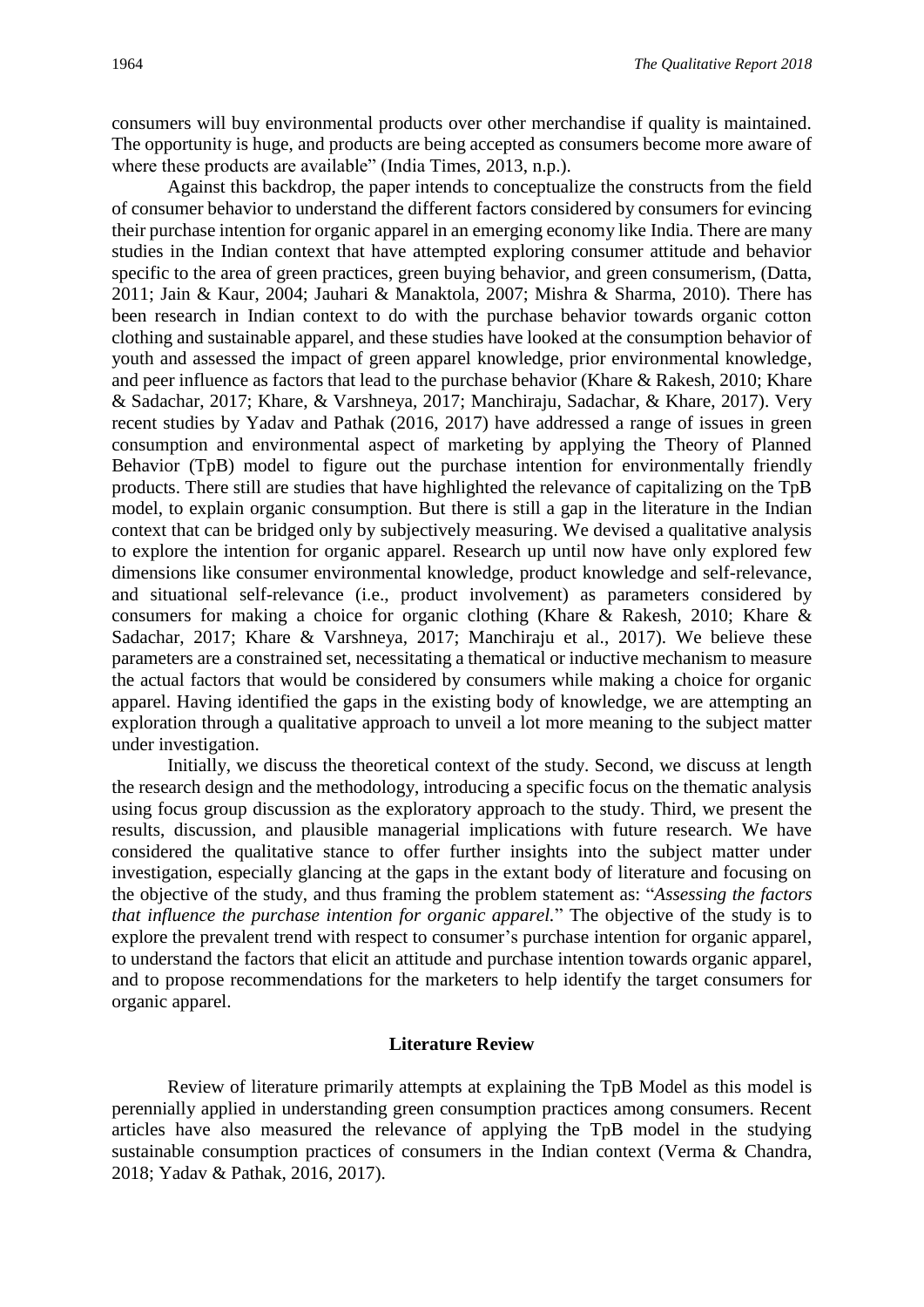consumers will buy environmental products over other merchandise if quality is maintained. The opportunity is huge, and products are being accepted as consumers become more aware of where these products are available" (India Times, 2013, n.p.).

Against this backdrop, the paper intends to conceptualize the constructs from the field of consumer behavior to understand the different factors considered by consumers for evincing their purchase intention for organic apparel in an emerging economy like India. There are many studies in the Indian context that have attempted exploring consumer attitude and behavior specific to the area of green practices, green buying behavior, and green consumerism, (Datta, 2011; Jain & Kaur, 2004; Jauhari & Manaktola, 2007; Mishra & Sharma, 2010). There has been research in Indian context to do with the purchase behavior towards organic cotton clothing and sustainable apparel, and these studies have looked at the consumption behavior of youth and assessed the impact of green apparel knowledge, prior environmental knowledge, and peer influence as factors that lead to the purchase behavior (Khare & Rakesh, 2010; Khare & Sadachar, 2017; Khare, & Varshneya, 2017; Manchiraju, Sadachar, & Khare, 2017). Very recent studies by Yadav and Pathak (2016, 2017) have addressed a range of issues in green consumption and environmental aspect of marketing by applying the Theory of Planned Behavior (TpB) model to figure out the purchase intention for environmentally friendly products. There still are studies that have highlighted the relevance of capitalizing on the TpB model, to explain organic consumption. But there is still a gap in the literature in the Indian context that can be bridged only by subjectively measuring. We devised a qualitative analysis to explore the intention for organic apparel. Research up until now have only explored few dimensions like consumer environmental knowledge, product knowledge and self-relevance, and situational self-relevance (i.e., product involvement) as parameters considered by consumers for making a choice for organic clothing (Khare & Rakesh, 2010; Khare & Sadachar, 2017; Khare & Varshneya, 2017; Manchiraju et al., 2017). We believe these parameters are a constrained set, necessitating a thematical or inductive mechanism to measure the actual factors that would be considered by consumers while making a choice for organic apparel. Having identified the gaps in the existing body of knowledge, we are attempting an exploration through a qualitative approach to unveil a lot more meaning to the subject matter under investigation.

Initially, we discuss the theoretical context of the study. Second, we discuss at length the research design and the methodology, introducing a specific focus on the thematic analysis using focus group discussion as the exploratory approach to the study. Third, we present the results, discussion, and plausible managerial implications with future research. We have considered the qualitative stance to offer further insights into the subject matter under investigation, especially glancing at the gaps in the extant body of literature and focusing on the objective of the study, and thus framing the problem statement as: "*Assessing the factors that influence the purchase intention for organic apparel.*" The objective of the study is to explore the prevalent trend with respect to consumer's purchase intention for organic apparel, to understand the factors that elicit an attitude and purchase intention towards organic apparel, and to propose recommendations for the marketers to help identify the target consumers for organic apparel.

## Literature Review

Review of literature primarily attempts at explaining the TpB Model as this model is perennially applied in understanding green consumption practices among consumers. Recent articles have also measured the relevance of applying the TpB model in the studying sustainable consumption practices of consumers in the Indian context (Verma & Chandra, 2018; Yadav & Pathak, 2016, 2017).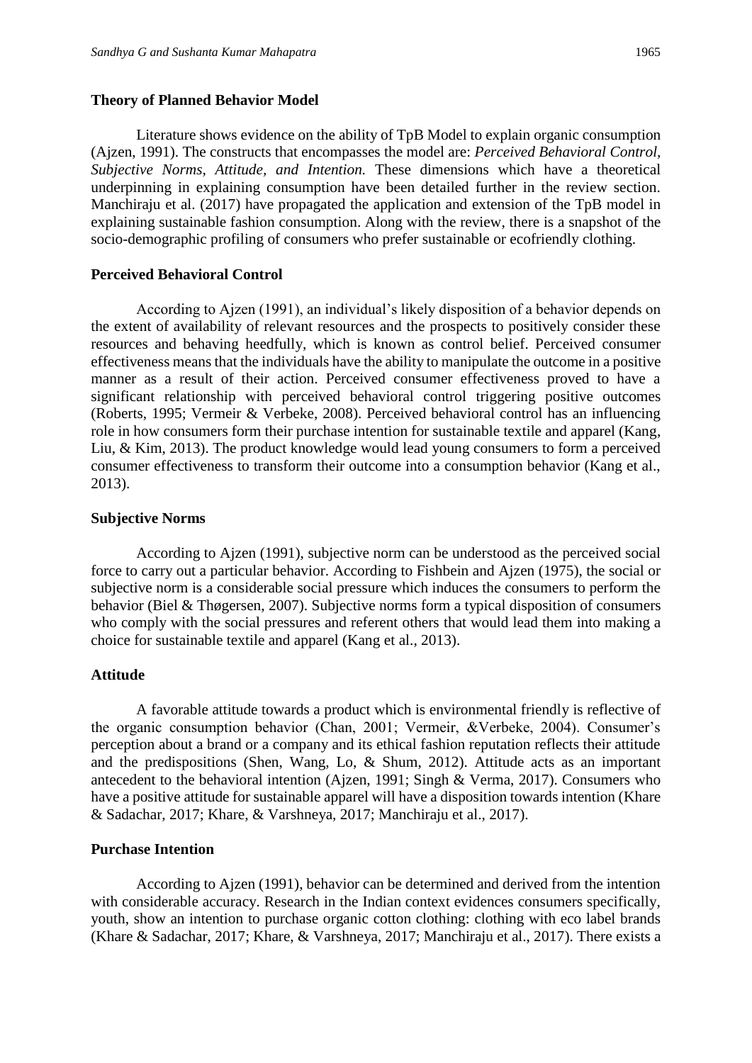### Theory of Planned Behavior Model

Literature shows evidence on the ability of TpB Model to explain organic consumption (Ajzen, 1991). The constructs that encompasses the model are: *Perceived Behavioral Control, Subjective Norms, Attitude, and Intention.* These dimensions which have a theoretical underpinning in explaining consumption have been detailed further in the review section. Manchiraju et al. (2017) have propagated the application and extension of the TpB model in explaining sustainable fashion consumption. Along with the review, there is a snapshot of the socio-demographic profiling of consumers who prefer sustainable or ecofriendly clothing.

### Perceived Behavioral Control

According to Ajzen (1991), an individual's likely disposition of a behavior depends on the extent of availability of relevant resources and the prospects to positively consider these resources and behaving heedfully, which is known as control belief. Perceived consumer effectiveness means that the individuals have the ability to manipulate the outcome in a positive manner as a result of their action. Perceived consumer effectiveness proved to have a significant relationship with perceived behavioral control triggering positive outcomes (Roberts, 1995; Vermeir & Verbeke, 2008). Perceived behavioral control has an influencing role in how consumers form their purchase intention for sustainable textile and apparel (Kang, Liu, & Kim, 2013). The product knowledge would lead young consumers to form a perceived consumer effectiveness to transform their outcome into a consumption behavior (Kang et al., 2013).

### Subjective Norms

According to Ajzen (1991), subjective norm can be understood as the perceived social force to carry out a particular behavior. According to Fishbein and Ajzen (1975), the social or subjective norm is a considerable social pressure which induces the consumers to perform the behavior (Biel & Thøgersen, 2007). Subjective norms form a typical disposition of consumers who comply with the social pressures and referent others that would lead them into making a choice for sustainable textile and apparel (Kang et al., 2013).

### Attitude

A favorable attitude towards a product which is environmental friendly is reflective of the organic consumption behavior (Chan, 2001; Vermeir, &Verbeke, 2004). Consumer's perception about a brand or a company and its ethical fashion reputation reflects their attitude and the predispositions (Shen, Wang, Lo, & Shum, 2012). Attitude acts as an important antecedent to the behavioral intention (Ajzen, 1991; Singh & Verma, 2017). Consumers who have a positive attitude for sustainable apparel will have a disposition towards intention (Khare & Sadachar, 2017; Khare, & Varshneya, 2017; Manchiraju et al., 2017).

### Purchase Intention

According to Ajzen (1991), behavior can be determined and derived from the intention with considerable accuracy. Research in the Indian context evidences consumers specifically, youth, show an intention to purchase organic cotton clothing: clothing with eco label brands (Khare & Sadachar, 2017; Khare, & Varshneya, 2017; Manchiraju et al., 2017). There exists a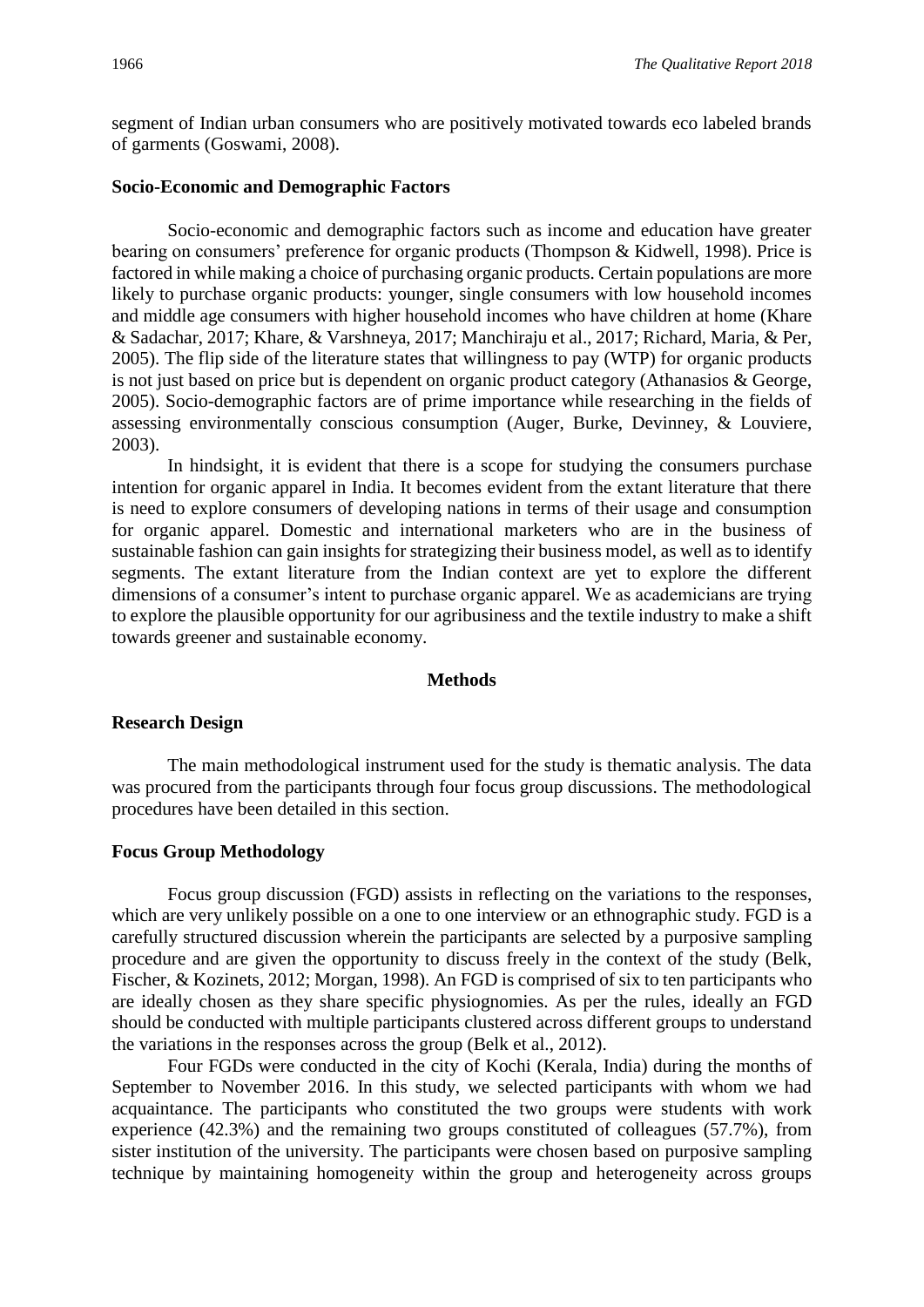segment of Indian urban consumers who are positively motivated towards eco labeled brands of garments (Goswami, 2008).

### Socio-Economic and Demographic Factors

Socio-economic and demographic factors such as income and education have greater bearing on consumers' preference for organic products (Thompson & Kidwell, 1998). Price is factored in while making a choice of purchasing organic products. Certain populations are more likely to purchase organic products: younger, single consumers with low household incomes and middle age consumers with higher household incomes who have children at home (Khare & Sadachar, 2017; Khare, & Varshneya, 2017; Manchiraju et al., 2017; Richard, Maria, & Per, 2005). The flip side of the literature states that willingness to pay (WTP) for organic products is not just based on price but is dependent on organic product category (Athanasios & George, 2005). Socio-demographic factors are of prime importance while researching in the fields of assessing environmentally conscious consumption (Auger, Burke, Devinney, & Louviere, 2003).

In hindsight, it is evident that there is a scope for studying the consumers purchase intention for organic apparel in India. It becomes evident from the extant literature that there is need to explore consumers of developing nations in terms of their usage and consumption for organic apparel. Domestic and international marketers who are in the business of sustainable fashion can gain insights for strategizing their business model, as well as to identify segments. The extant literature from the Indian context are yet to explore the different dimensions of a consumer's intent to purchase organic apparel. We as academicians are trying to explore the plausible opportunity for our agribusiness and the textile industry to make a shift towards greener and sustainable economy.

## Methods

### Research Design

The main methodological instrument used for the study is thematic analysis. The data was procured from the participants through four focus group discussions. The methodological procedures have been detailed in this section.

### Focus Group Methodology

Focus group discussion (FGD) assists in reflecting on the variations to the responses, which are very unlikely possible on a one to one interview or an ethnographic study. FGD is a carefully structured discussion wherein the participants are selected by a purposive sampling procedure and are given the opportunity to discuss freely in the context of the study (Belk, Fischer, & Kozinets, 2012; Morgan, 1998). An FGD is comprised of six to ten participants who are ideally chosen as they share specific physiognomies. As per the rules, ideally an FGD should be conducted with multiple participants clustered across different groups to understand the variations in the responses across the group (Belk et al., 2012).

Four FGDs were conducted in the city of Kochi (Kerala, India) during the months of September to November 2016. In this study, we selected participants with whom we had acquaintance. The participants who constituted the two groups were students with work experience (42.3%) and the remaining two groups constituted of colleagues (57.7%), from sister institution of the university. The participants were chosen based on purposive sampling technique by maintaining homogeneity within the group and heterogeneity across groups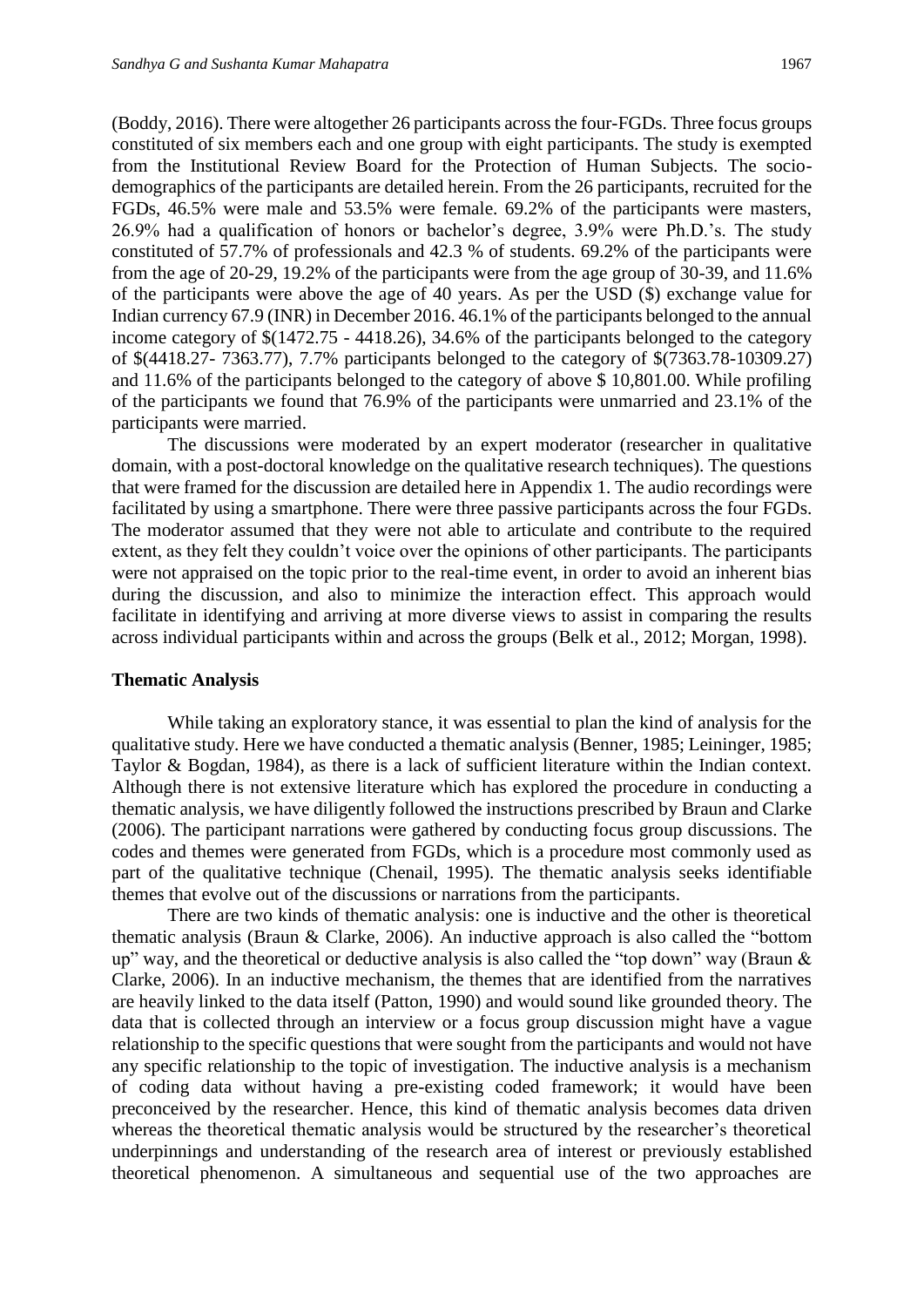(Boddy, 2016). There were altogether 26 participants across the four-FGDs. Three focus groups constituted of six members each and one group with eight participants. The study is exempted from the Institutional Review Board for the Protection of Human Subjects. The socio-demographics of the participants are detailed herein. From the 26 participants, recruited for the FGDs, 46.5% were male and 53.5% were female. 69.2% of the participants were masters, 26.9% had a qualification of honors or bachelor's degree, 3.9% were Ph.D.'s. The study constituted of 57.7% of professionals and 42.3 % of students. 69.2% of the participants were from the age of 20-29, 19.2% of the participants were from the age group of 30-39, and 11.6% of the participants were above the age of 40 years. As per the USD ($) exchange value for Indian currency 67.9 (INR) in December 2016. 46.1% of the participants belonged to the annual income category of $(1472.75 - 4418.26), 34.6% of the participants belonged to the category of $(4418.27- 7363.77), 7.7% participants belonged to the category of $(7363.78-10309.27) and 11.6% of the participants belonged to the category of above $ 10,801.00. While profiling of the participants we found that 76.9% of the participants were unmarried and 23.1% of the participants were married.

The discussions were moderated by an expert moderator (researcher in qualitative domain, with a post-doctoral knowledge on the qualitative research techniques). The questions that were framed for the discussion are detailed here in Appendix 1. The audio recordings were facilitated by using a smartphone. There were three passive participants across the four FGDs. The moderator assumed that they were not able to articulate and contribute to the required extent, as they felt they couldn't voice over the opinions of other participants. The participants were not appraised on the topic prior to the real-time event, in order to avoid an inherent bias during the discussion, and also to minimize the interaction effect. This approach would facilitate in identifying and arriving at more diverse views to assist in comparing the results across individual participants within and across the groups (Belk et al., 2012; Morgan, 1998).

### Thematic Analysis

While taking an exploratory stance, it was essential to plan the kind of analysis for the qualitative study. Here we have conducted a thematic analysis (Benner, 1985; Leininger, 1985; Taylor & Bogdan, 1984), as there is a lack of sufficient literature within the Indian context. Although there is not extensive literature which has explored the procedure in conducting a thematic analysis, we have diligently followed the instructions prescribed by Braun and Clarke (2006). The participant narrations were gathered by conducting focus group discussions. The codes and themes were generated from FGDs, which is a procedure most commonly used as part of the qualitative technique (Chenail, 1995). The thematic analysis seeks identifiable themes that evolve out of the discussions or narrations from the participants.

There are two kinds of thematic analysis: one is inductive and the other is theoretical thematic analysis (Braun & Clarke, 2006). An inductive approach is also called the "bottom up" way, and the theoretical or deductive analysis is also called the "top down" way (Braun & Clarke, 2006). In an inductive mechanism, the themes that are identified from the narratives are heavily linked to the data itself (Patton, 1990) and would sound like grounded theory. The data that is collected through an interview or a focus group discussion might have a vague relationship to the specific questions that were sought from the participants and would not have any specific relationship to the topic of investigation. The inductive analysis is a mechanism of coding data without having a pre-existing coded framework; it would have been preconceived by the researcher. Hence, this kind of thematic analysis becomes data driven whereas the theoretical thematic analysis would be structured by the researcher's theoretical underpinnings and understanding of the research area of interest or previously established theoretical phenomenon. A simultaneous and sequential use of the two approaches are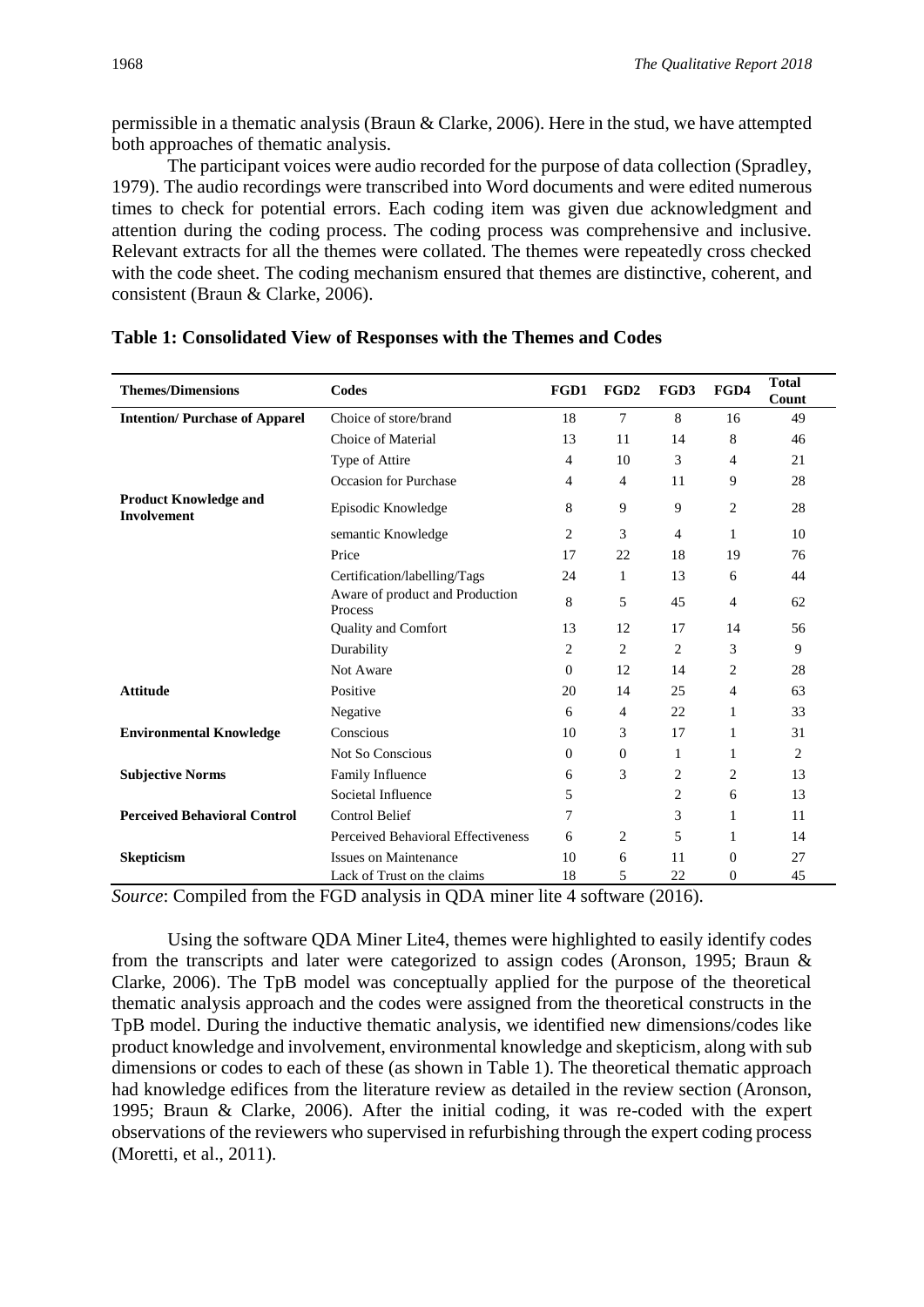permissible in a thematic analysis (Braun & Clarke, 2006). Here in the stud, we have attempted both approaches of thematic analysis.

The participant voices were audio recorded for the purpose of data collection (Spradley, 1979). The audio recordings were transcribed into Word documents and were edited numerous times to check for potential errors. Each coding item was given due acknowledgment and attention during the coding process. The coding process was comprehensive and inclusive. Relevant extracts for all the themes were collated. The themes were repeatedly cross checked with the code sheet. The coding mechanism ensured that themes are distinctive, coherent, and consistent (Braun & Clarke, 2006).

**Table 1: Consolidated View of Responses with the Themes and Codes**

| Themes/Dimensions | Codes | FGD1 | FGD2 | FGD3 | FGD4 | Total Count |
|---|---|---|---|---|---|---|
| **Intention/ Purchase of Apparel** | Choice of store/brand | 18 | 7 | 8 | 16 | 49 |
| | Choice of Material | 13 | 11 | 14 | 8 | 46 |
| | Type of Attire | 4 | 10 | 3 | 4 | 21 |
| | Occasion for Purchase | 4 | 4 | 11 | 9 | 28 |
| **Product Knowledge and Involvement** | Episodic Knowledge | 8 | 9 | 9 | 2 | 28 |
| | semantic Knowledge | 2 | 3 | 4 | 1 | 10 |
| | Price | 17 | 22 | 18 | 19 | 76 |
| | Certification/labelling/Tags | 24 | 1 | 13 | 6 | 44 |
| | Aware of product and Production Process | 8 | 5 | 45 | 4 | 62 |
| | Quality and Comfort | 13 | 12 | 17 | 14 | 56 |
| | Durability | 2 | 2 | 2 | 3 | 9 |
| | Not Aware | 0 | 12 | 14 | 2 | 28 |
| **Attitude** | Positive | 20 | 14 | 25 | 4 | 63 |
| | Negative | 6 | 4 | 22 | 1 | 33 |
| **Environmental Knowledge** | Conscious | 10 | 3 | 17 | 1 | 31 |
| | Not So Conscious | 0 | 0 | 1 | 1 | 2 |
| **Subjective Norms** | Family Influence | 6 | 3 | 2 | 2 | 13 |
| | Societal Influence | 5 | | 2 | 6 | 13 |
| **Perceived Behavioral Control** | Control Belief | 7 | | 3 | 1 | 11 |
| | Perceived Behavioral Effectiveness | 6 | 2 | 5 | 1 | 14 |
| **Skepticism** | Issues on Maintenance | 10 | 6 | 11 | 0 | 27 |
| | Lack of Trust on the claims | 18 | 5 | 22 | 0 | 45 |

*Source*: Compiled from the FGD analysis in QDA miner lite 4 software (2016).

Using the software QDA Miner Lite4, themes were highlighted to easily identify codes from the transcripts and later were categorized to assign codes (Aronson, 1995; Braun & Clarke, 2006). The TpB model was conceptually applied for the purpose of the theoretical thematic analysis approach and the codes were assigned from the theoretical constructs in the TpB model. During the inductive thematic analysis, we identified new dimensions/codes like product knowledge and involvement, environmental knowledge and skepticism, along with sub dimensions or codes to each of these (as shown in Table 1). The theoretical thematic approach had knowledge edifices from the literature review as detailed in the review section (Aronson, 1995; Braun & Clarke, 2006). After the initial coding, it was re-coded with the expert observations of the reviewers who supervised in refurbishing through the expert coding process (Moretti, et al., 2011).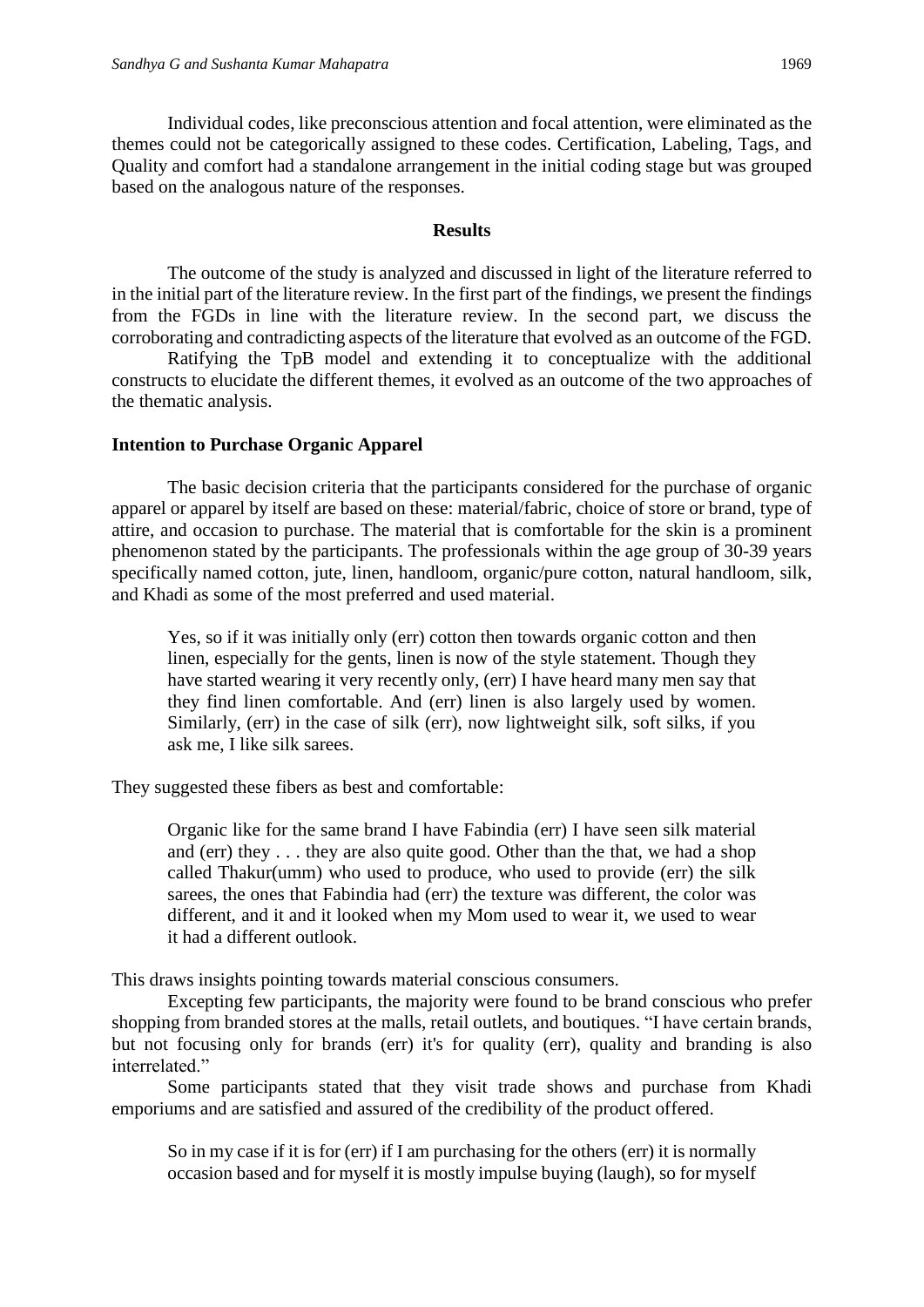Individual codes, like preconscious attention and focal attention, were eliminated as the themes could not be categorically assigned to these codes. Certification, Labeling, Tags, and Quality and comfort had a standalone arrangement in the initial coding stage but was grouped based on the analogous nature of the responses.

## Results

The outcome of the study is analyzed and discussed in light of the literature referred to in the initial part of the literature review. In the first part of the findings, we present the findings from the FGDs in line with the literature review. In the second part, we discuss the corroborating and contradicting aspects of the literature that evolved as an outcome of the FGD.

Ratifying the TpB model and extending it to conceptualize with the additional constructs to elucidate the different themes, it evolved as an outcome of the two approaches of the thematic analysis.

### Intention to Purchase Organic Apparel

The basic decision criteria that the participants considered for the purchase of organic apparel or apparel by itself are based on these: material/fabric, choice of store or brand, type of attire, and occasion to purchase. The material that is comfortable for the skin is a prominent phenomenon stated by the participants. The professionals within the age group of 30-39 years specifically named cotton, jute, linen, handloom, organic/pure cotton, natural handloom, silk, and Khadi as some of the most preferred and used material.

> Yes, so if it was initially only (err) cotton then towards organic cotton and then linen, especially for the gents, linen is now of the style statement. Though they have started wearing it very recently only, (err) I have heard many men say that they find linen comfortable. And (err) linen is also largely used by women. Similarly, (err) in the case of silk (err), now lightweight silk, soft silks, if you ask me, I like silk sarees.

They suggested these fibers as best and comfortable:

> Organic like for the same brand I have Fabindia (err) I have seen silk material and (err) they . . . they are also quite good. Other than the that, we had a shop called Thakur(umm) who used to produce, who used to provide (err) the silk sarees, the ones that Fabindia had (err) the texture was different, the color was different, and it and it looked when my Mom used to wear it, we used to wear it had a different outlook.

This draws insights pointing towards material conscious consumers.

Excepting few participants, the majority were found to be brand conscious who prefer shopping from branded stores at the malls, retail outlets, and boutiques. "I have certain brands, but not focusing only for brands (err) it's for quality (err), quality and branding is also interrelated."

Some participants stated that they visit trade shows and purchase from Khadi emporiums and are satisfied and assured of the credibility of the product offered.

> So in my case if it is for (err) if I am purchasing for the others (err) it is normally occasion based and for myself it is mostly impulse buying (laugh), so for myself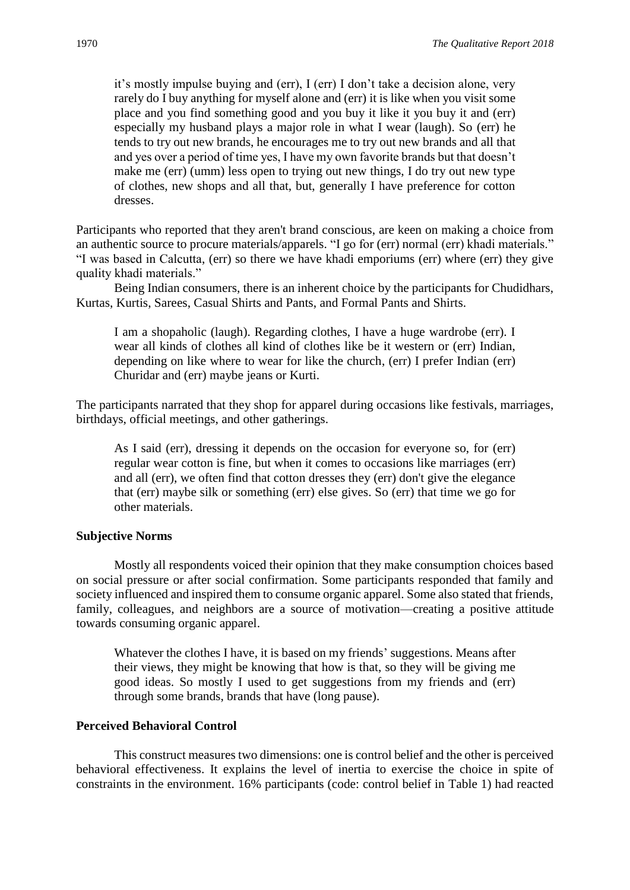> it's mostly impulse buying and (err), I (err) I don't take a decision alone, very rarely do I buy anything for myself alone and (err) it is like when you visit some place and you find something good and you buy it like it you buy it and (err) especially my husband plays a major role in what I wear (laugh). So (err) he tends to try out new brands, he encourages me to try out new brands and all that and yes over a period of time yes, I have my own favorite brands but that doesn't make me (err) (umm) less open to trying out new things, I do try out new type of clothes, new shops and all that, but, generally I have preference for cotton dresses.

Participants who reported that they aren't brand conscious, are keen on making a choice from an authentic source to procure materials/apparels. "I go for (err) normal (err) khadi materials." "I was based in Calcutta, (err) so there we have khadi emporiums (err) where (err) they give quality khadi materials."

Being Indian consumers, there is an inherent choice by the participants for Chudidhars, Kurtas, Kurtis, Sarees, Casual Shirts and Pants, and Formal Pants and Shirts.

> I am a shopaholic (laugh). Regarding clothes, I have a huge wardrobe (err). I wear all kinds of clothes all kind of clothes like be it western or (err) Indian, depending on like where to wear for like the church, (err) I prefer Indian (err) Churidar and (err) maybe jeans or Kurti.

The participants narrated that they shop for apparel during occasions like festivals, marriages, birthdays, official meetings, and other gatherings.

> As I said (err), dressing it depends on the occasion for everyone so, for (err) regular wear cotton is fine, but when it comes to occasions like marriages (err) and all (err), we often find that cotton dresses they (err) don't give the elegance that (err) maybe silk or something (err) else gives. So (err) that time we go for other materials.

### Subjective Norms

Mostly all respondents voiced their opinion that they make consumption choices based on social pressure or after social confirmation. Some participants responded that family and society influenced and inspired them to consume organic apparel. Some also stated that friends, family, colleagues, and neighbors are a source of motivation—creating a positive attitude towards consuming organic apparel.

> Whatever the clothes I have, it is based on my friends' suggestions. Means after their views, they might be knowing that how is that, so they will be giving me good ideas. So mostly I used to get suggestions from my friends and (err) through some brands, brands that have (long pause).

### Perceived Behavioral Control

This construct measures two dimensions: one is control belief and the other is perceived behavioral effectiveness. It explains the level of inertia to exercise the choice in spite of constraints in the environment. 16% participants (code: control belief in Table 1) had reacted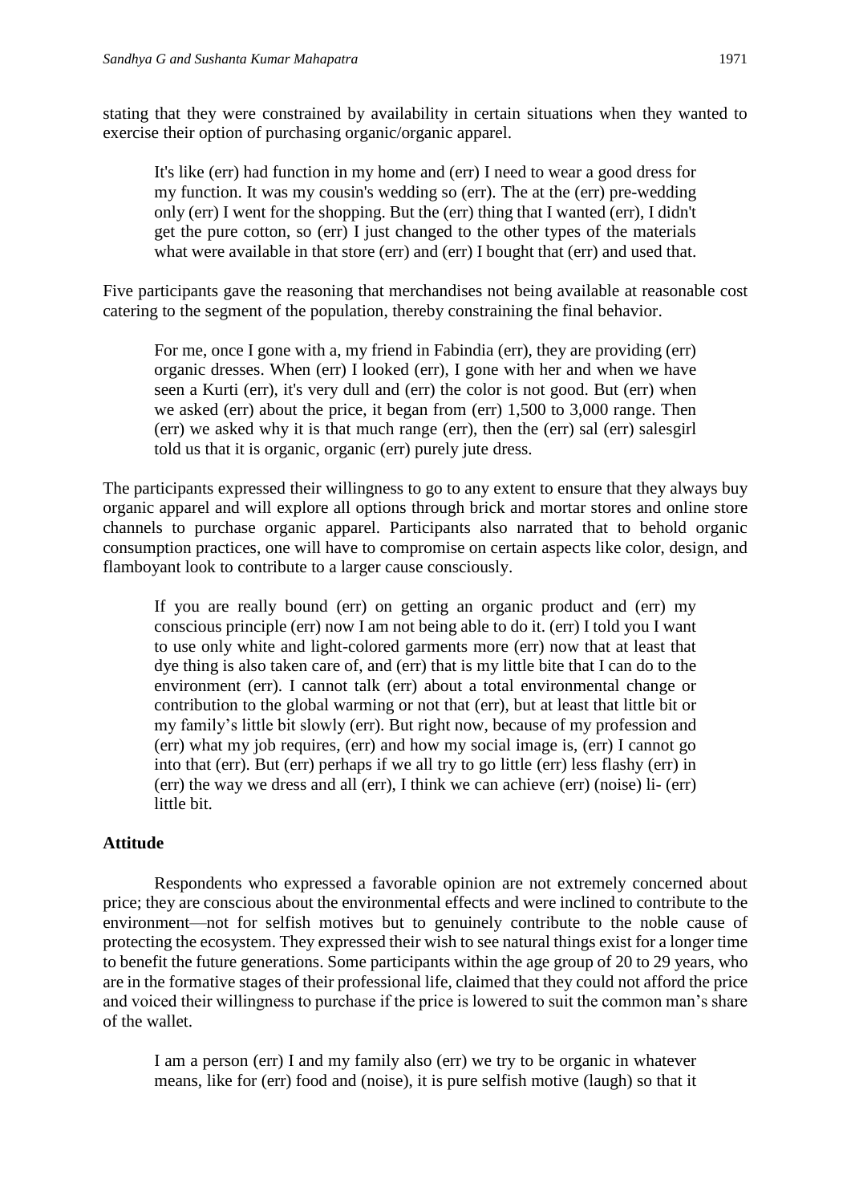stating that they were constrained by availability in certain situations when they wanted to exercise their option of purchasing organic/organic apparel.

> It's like (err) had function in my home and (err) I need to wear a good dress for my function. It was my cousin's wedding so (err). The at the (err) pre-wedding only (err) I went for the shopping. But the (err) thing that I wanted (err), I didn't get the pure cotton, so (err) I just changed to the other types of the materials what were available in that store (err) and (err) I bought that (err) and used that.

Five participants gave the reasoning that merchandises not being available at reasonable cost catering to the segment of the population, thereby constraining the final behavior.

> For me, once I gone with a, my friend in Fabindia (err), they are providing (err) organic dresses. When (err) I looked (err), I gone with her and when we have seen a Kurti (err), it's very dull and (err) the color is not good. But (err) when we asked (err) about the price, it began from (err) 1,500 to 3,000 range. Then (err) we asked why it is that much range (err), then the (err) sal (err) salesgirl told us that it is organic, organic (err) purely jute dress.

The participants expressed their willingness to go to any extent to ensure that they always buy organic apparel and will explore all options through brick and mortar stores and online store channels to purchase organic apparel. Participants also narrated that to behold organic consumption practices, one will have to compromise on certain aspects like color, design, and flamboyant look to contribute to a larger cause consciously.

> If you are really bound (err) on getting an organic product and (err) my conscious principle (err) now I am not being able to do it. (err) I told you I want to use only white and light-colored garments more (err) now that at least that dye thing is also taken care of, and (err) that is my little bite that I can do to the environment (err). I cannot talk (err) about a total environmental change or contribution to the global warming or not that (err), but at least that little bit or my family's little bit slowly (err). But right now, because of my profession and (err) what my job requires, (err) and how my social image is, (err) I cannot go into that (err). But (err) perhaps if we all try to go little (err) less flashy (err) in (err) the way we dress and all (err), I think we can achieve (err) (noise) li- (err) little bit.

### Attitude

Respondents who expressed a favorable opinion are not extremely concerned about price; they are conscious about the environmental effects and were inclined to contribute to the environment—not for selfish motives but to genuinely contribute to the noble cause of protecting the ecosystem. They expressed their wish to see natural things exist for a longer time to benefit the future generations. Some participants within the age group of 20 to 29 years, who are in the formative stages of their professional life, claimed that they could not afford the price and voiced their willingness to purchase if the price is lowered to suit the common man's share of the wallet.

> I am a person (err) I and my family also (err) we try to be organic in whatever means, like for (err) food and (noise), it is pure selfish motive (laugh) so that it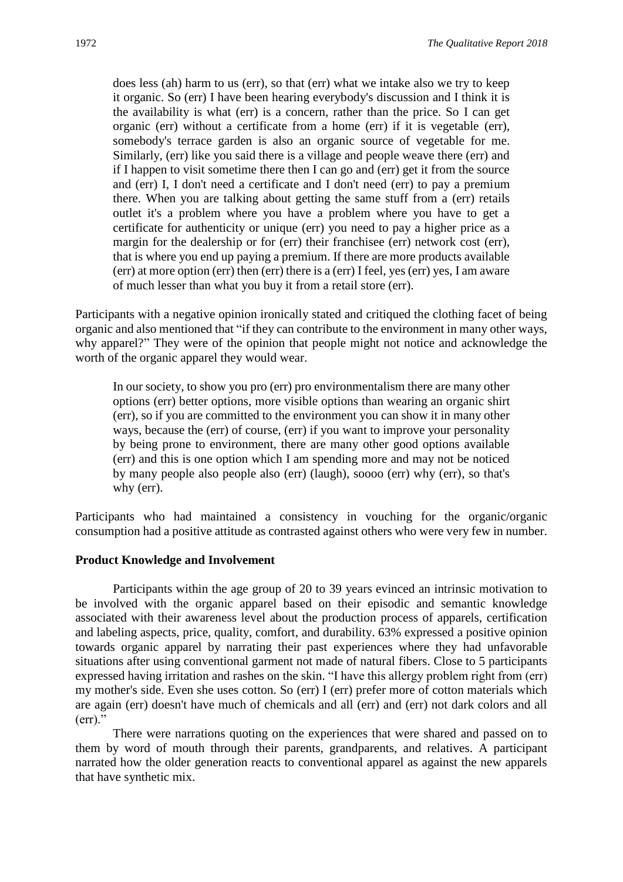> does less (ah) harm to us (err), so that (err) what we intake also we try to keep it organic. So (err) I have been hearing everybody's discussion and I think it is the availability is what (err) is a concern, rather than the price. So I can get organic (err) without a certificate from a home (err) if it is vegetable (err), somebody's terrace garden is also an organic source of vegetable for me. Similarly, (err) like you said there is a village and people weave there (err) and if I happen to visit sometime there then I can go and (err) get it from the source and (err) I, I don't need a certificate and I don't need (err) to pay a premium there. When you are talking about getting the same stuff from a (err) retails outlet it's a problem where you have a problem where you have to get a certificate for authenticity or unique (err) you need to pay a higher price as a margin for the dealership or for (err) their franchisee (err) network cost (err), that is where you end up paying a premium. If there are more products available (err) at more option (err) then (err) there is a (err) I feel, yes (err) yes, I am aware of much lesser than what you buy it from a retail store (err).

Participants with a negative opinion ironically stated and critiqued the clothing facet of being organic and also mentioned that "if they can contribute to the environment in many other ways, why apparel?" They were of the opinion that people might not notice and acknowledge the worth of the organic apparel they would wear.

> In our society, to show you pro (err) pro environmentalism there are many other options (err) better options, more visible options than wearing an organic shirt (err), so if you are committed to the environment you can show it in many other ways, because the (err) of course, (err) if you want to improve your personality by being prone to environment, there are many other good options available (err) and this is one option which I am spending more and may not be noticed by many people also people also (err) (laugh), soooo (err) why (err), so that's why (err).

Participants who had maintained a consistency in vouching for the organic/organic consumption had a positive attitude as contrasted against others who were very few in number.

### Product Knowledge and Involvement

Participants within the age group of 20 to 39 years evinced an intrinsic motivation to be involved with the organic apparel based on their episodic and semantic knowledge associated with their awareness level about the production process of apparels, certification and labeling aspects, price, quality, comfort, and durability. 63% expressed a positive opinion towards organic apparel by narrating their past experiences where they had unfavorable situations after using conventional garment not made of natural fibers. Close to 5 participants expressed having irritation and rashes on the skin. "I have this allergy problem right from (err) my mother's side. Even she uses cotton. So (err) I (err) prefer more of cotton materials which are again (err) doesn't have much of chemicals and all (err) and (err) not dark colors and all (err)."

There were narrations quoting on the experiences that were shared and passed on to them by word of mouth through their parents, grandparents, and relatives. A participant narrated how the older generation reacts to conventional apparel as against the new apparels that have synthetic mix.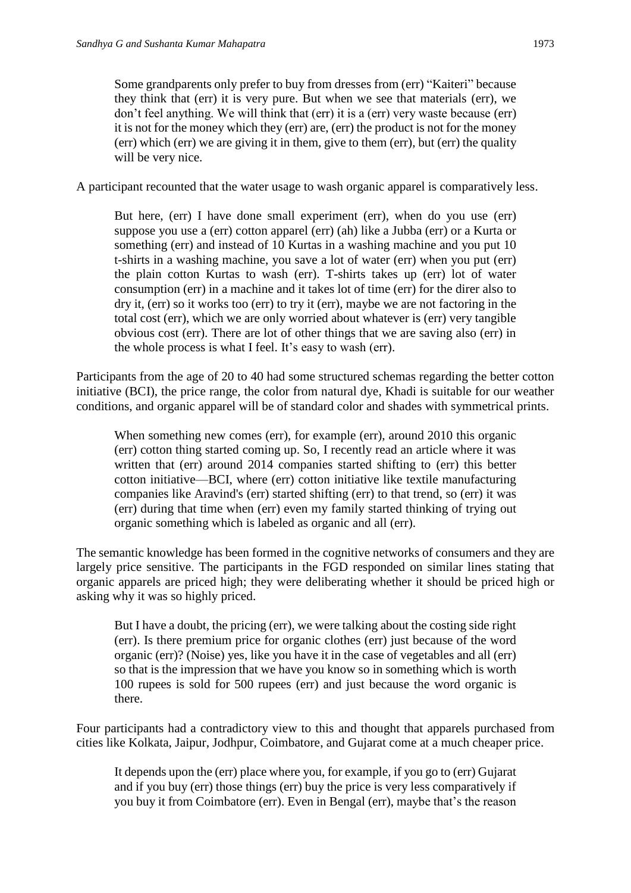> Some grandparents only prefer to buy from dresses from (err) "Kaiteri" because they think that (err) it is very pure. But when we see that materials (err), we don't feel anything. We will think that (err) it is a (err) very waste because (err) it is not for the money which they (err) are, (err) the product is not for the money (err) which (err) we are giving it in them, give to them (err), but (err) the quality will be very nice.

A participant recounted that the water usage to wash organic apparel is comparatively less.

> But here, (err) I have done small experiment (err), when do you use (err) suppose you use a (err) cotton apparel (err) (ah) like a Jubba (err) or a Kurta or something (err) and instead of 10 Kurtas in a washing machine and you put 10 t-shirts in a washing machine, you save a lot of water (err) when you put (err) the plain cotton Kurtas to wash (err). T-shirts takes up (err) lot of water consumption (err) in a machine and it takes lot of time (err) for the direr also to dry it, (err) so it works too (err) to try it (err), maybe we are not factoring in the total cost (err), which we are only worried about whatever is (err) very tangible obvious cost (err). There are lot of other things that we are saving also (err) in the whole process is what I feel. It's easy to wash (err).

Participants from the age of 20 to 40 had some structured schemas regarding the better cotton initiative (BCI), the price range, the color from natural dye, Khadi is suitable for our weather conditions, and organic apparel will be of standard color and shades with symmetrical prints.

> When something new comes (err), for example (err), around 2010 this organic (err) cotton thing started coming up. So, I recently read an article where it was written that (err) around 2014 companies started shifting to (err) this better cotton initiative—BCI, where (err) cotton initiative like textile manufacturing companies like Aravind's (err) started shifting (err) to that trend, so (err) it was (err) during that time when (err) even my family started thinking of trying out organic something which is labeled as organic and all (err).

The semantic knowledge has been formed in the cognitive networks of consumers and they are largely price sensitive. The participants in the FGD responded on similar lines stating that organic apparels are priced high; they were deliberating whether it should be priced high or asking why it was so highly priced.

> But I have a doubt, the pricing (err), we were talking about the costing side right (err). Is there premium price for organic clothes (err) just because of the word organic (err)? (Noise) yes, like you have it in the case of vegetables and all (err) so that is the impression that we have you know so in something which is worth 100 rupees is sold for 500 rupees (err) and just because the word organic is there.

Four participants had a contradictory view to this and thought that apparels purchased from cities like Kolkata, Jaipur, Jodhpur, Coimbatore, and Gujarat come at a much cheaper price.

> It depends upon the (err) place where you, for example, if you go to (err) Gujarat and if you buy (err) those things (err) buy the price is very less comparatively if you buy it from Coimbatore (err). Even in Bengal (err), maybe that's the reason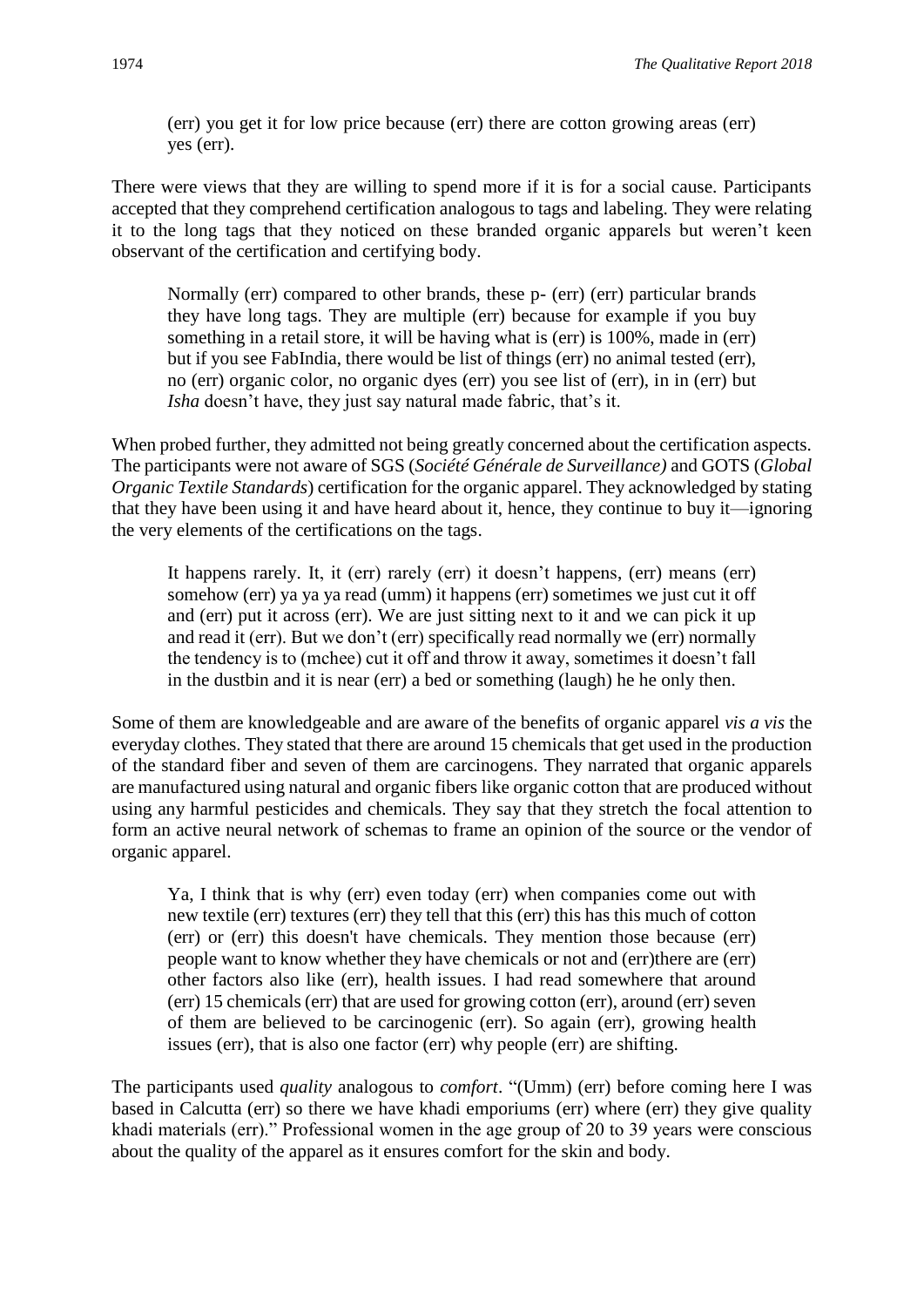> (err) you get it for low price because (err) there are cotton growing areas (err) yes (err).

There were views that they are willing to spend more if it is for a social cause. Participants accepted that they comprehend certification analogous to tags and labeling. They were relating it to the long tags that they noticed on these branded organic apparels but weren't keen observant of the certification and certifying body.

> Normally (err) compared to other brands, these p- (err) (err) particular brands they have long tags. They are multiple (err) because for example if you buy something in a retail store, it will be having what is (err) is 100%, made in (err) but if you see FabIndia, there would be list of things (err) no animal tested (err), no (err) organic color, no organic dyes (err) you see list of (err), in in (err) but *Isha* doesn't have, they just say natural made fabric, that's it.

When probed further, they admitted not being greatly concerned about the certification aspects. The participants were not aware of SGS (*Société Générale de Surveillance)* and GOTS (*Global Organic Textile Standards*) certification for the organic apparel. They acknowledged by stating that they have been using it and have heard about it, hence, they continue to buy it—ignoring the very elements of the certifications on the tags.

> It happens rarely. It, it (err) rarely (err) it doesn't happens, (err) means (err) somehow (err) ya ya ya read (umm) it happens (err) sometimes we just cut it off and (err) put it across (err). We are just sitting next to it and we can pick it up and read it (err). But we don't (err) specifically read normally we (err) normally the tendency is to (mchee) cut it off and throw it away, sometimes it doesn't fall in the dustbin and it is near (err) a bed or something (laugh) he he only then.

Some of them are knowledgeable and are aware of the benefits of organic apparel *vis a vis* the everyday clothes. They stated that there are around 15 chemicals that get used in the production of the standard fiber and seven of them are carcinogens. They narrated that organic apparels are manufactured using natural and organic fibers like organic cotton that are produced without using any harmful pesticides and chemicals. They say that they stretch the focal attention to form an active neural network of schemas to frame an opinion of the source or the vendor of organic apparel.

> Ya, I think that is why (err) even today (err) when companies come out with new textile (err) textures (err) they tell that this (err) this has this much of cotton (err) or (err) this doesn't have chemicals. They mention those because (err) people want to know whether they have chemicals or not and (err)there are (err) other factors also like (err), health issues. I had read somewhere that around (err) 15 chemicals (err) that are used for growing cotton (err), around (err) seven of them are believed to be carcinogenic (err). So again (err), growing health issues (err), that is also one factor (err) why people (err) are shifting.

The participants used *quality* analogous to *comfort*. "(Umm) (err) before coming here I was based in Calcutta (err) so there we have khadi emporiums (err) where (err) they give quality khadi materials (err)." Professional women in the age group of 20 to 39 years were conscious about the quality of the apparel as it ensures comfort for the skin and body.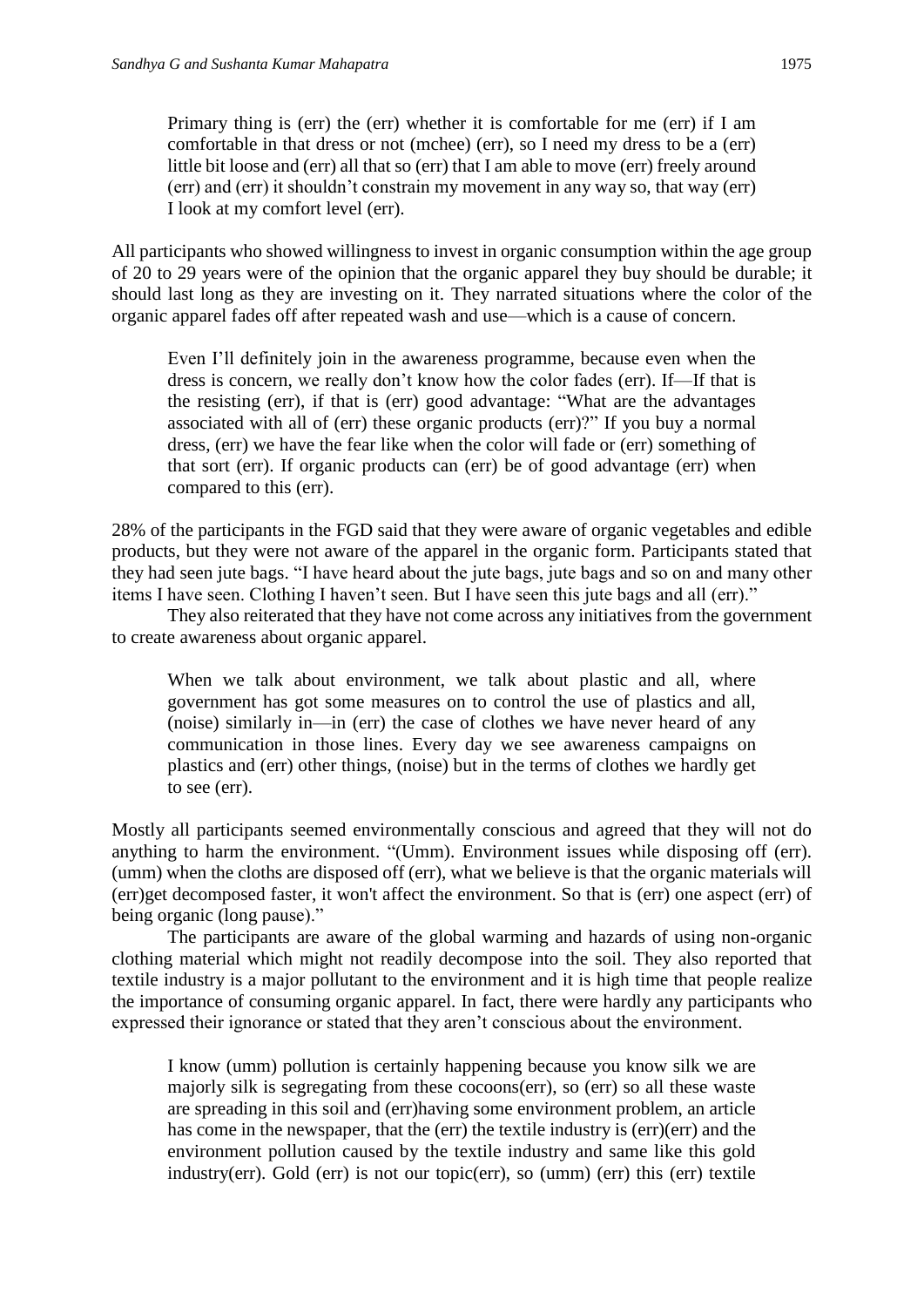> Primary thing is (err) the (err) whether it is comfortable for me (err) if I am comfortable in that dress or not (mchee) (err), so I need my dress to be a (err) little bit loose and (err) all that so (err) that I am able to move (err) freely around (err) and (err) it shouldn't constrain my movement in any way so, that way (err) I look at my comfort level (err).

All participants who showed willingness to invest in organic consumption within the age group of 20 to 29 years were of the opinion that the organic apparel they buy should be durable; it should last long as they are investing on it. They narrated situations where the color of the organic apparel fades off after repeated wash and use—which is a cause of concern.

> Even I'll definitely join in the awareness programme, because even when the dress is concern, we really don't know how the color fades (err). If—If that is the resisting (err), if that is (err) good advantage: "What are the advantages associated with all of (err) these organic products (err)?" If you buy a normal dress, (err) we have the fear like when the color will fade or (err) something of that sort (err). If organic products can (err) be of good advantage (err) when compared to this (err).

28% of the participants in the FGD said that they were aware of organic vegetables and edible products, but they were not aware of the apparel in the organic form. Participants stated that they had seen jute bags. "I have heard about the jute bags, jute bags and so on and many other items I have seen. Clothing I haven't seen. But I have seen this jute bags and all (err)."

They also reiterated that they have not come across any initiatives from the government to create awareness about organic apparel.

> When we talk about environment, we talk about plastic and all, where government has got some measures on to control the use of plastics and all, (noise) similarly in—in (err) the case of clothes we have never heard of any communication in those lines. Every day we see awareness campaigns on plastics and (err) other things, (noise) but in the terms of clothes we hardly get to see (err).

Mostly all participants seemed environmentally conscious and agreed that they will not do anything to harm the environment. "(Umm). Environment issues while disposing off (err). (umm) when the cloths are disposed off (err), what we believe is that the organic materials will (err)get decomposed faster, it won't affect the environment. So that is (err) one aspect (err) of being organic (long pause)."

The participants are aware of the global warming and hazards of using non-organic clothing material which might not readily decompose into the soil. They also reported that textile industry is a major pollutant to the environment and it is high time that people realize the importance of consuming organic apparel. In fact, there were hardly any participants who expressed their ignorance or stated that they aren't conscious about the environment.

> I know (umm) pollution is certainly happening because you know silk we are majorly silk is segregating from these cocoons(err), so (err) so all these waste are spreading in this soil and (err)having some environment problem, an article has come in the newspaper, that the (err) the textile industry is (err)(err) and the environment pollution caused by the textile industry and same like this gold industry(err). Gold (err) is not our topic(err), so (umm) (err) this (err) textile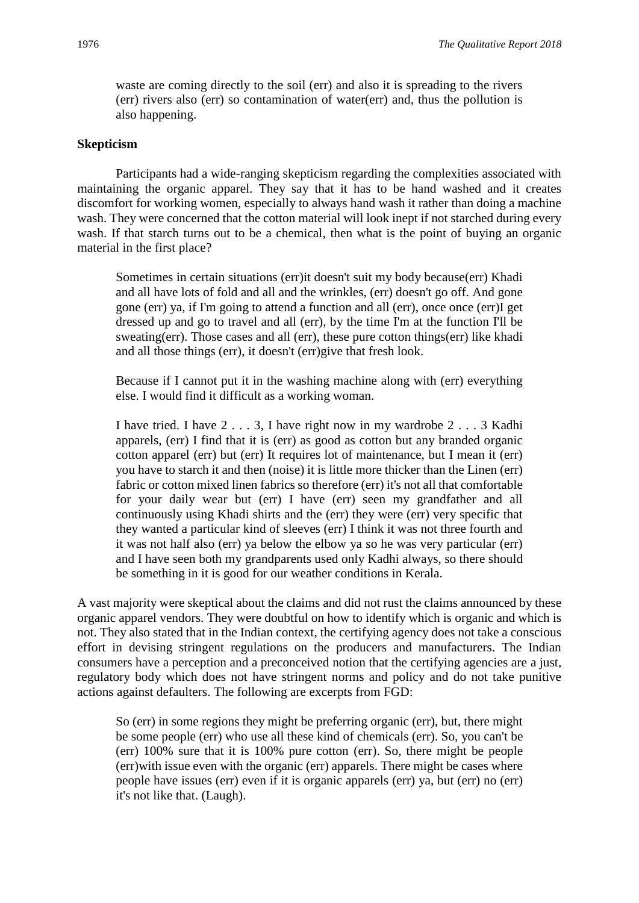waste are coming directly to the soil (err) and also it is spreading to the rivers (err) rivers also (err) so contamination of water(err) and, thus the pollution is also happening.

**Skepticism**

Participants had a wide-ranging skepticism regarding the complexities associated with maintaining the organic apparel. They say that it has to be hand washed and it creates discomfort for working women, especially to always hand wash it rather than doing a machine wash. They were concerned that the cotton material will look inept if not starched during every wash. If that starch turns out to be a chemical, then what is the point of buying an organic material in the first place?

> Sometimes in certain situations (err)it doesn't suit my body because(err) Khadi and all have lots of fold and all and the wrinkles, (err) doesn't go off. And gone gone (err) ya, if I'm going to attend a function and all (err), once once (err)I get dressed up and go to travel and all (err), by the time I'm at the function I'll be sweating(err). Those cases and all (err), these pure cotton things(err) like khadi and all those things (err), it doesn't (err)give that fresh look.

> Because if I cannot put it in the washing machine along with (err) everything else. I would find it difficult as a working woman.

> I have tried. I have 2 . . . 3, I have right now in my wardrobe 2 . . . 3 Kadhi apparels, (err) I find that it is (err) as good as cotton but any branded organic cotton apparel (err) but (err) It requires lot of maintenance, but I mean it (err) you have to starch it and then (noise) it is little more thicker than the Linen (err) fabric or cotton mixed linen fabrics so therefore (err) it's not all that comfortable for your daily wear but (err) I have (err) seen my grandfather and all continuously using Khadi shirts and the (err) they were (err) very specific that they wanted a particular kind of sleeves (err) I think it was not three fourth and it was not half also (err) ya below the elbow ya so he was very particular (err) and I have seen both my grandparents used only Kadhi always, so there should be something in it is good for our weather conditions in Kerala.

A vast majority were skeptical about the claims and did not rust the claims announced by these organic apparel vendors. They were doubtful on how to identify which is organic and which is not. They also stated that in the Indian context, the certifying agency does not take a conscious effort in devising stringent regulations on the producers and manufacturers. The Indian consumers have a perception and a preconceived notion that the certifying agencies are a just, regulatory body which does not have stringent norms and policy and do not take punitive actions against defaulters. The following are excerpts from FGD:

> So (err) in some regions they might be preferring organic (err), but, there might be some people (err) who use all these kind of chemicals (err). So, you can't be (err) 100% sure that it is 100% pure cotton (err). So, there might be people (err)with issue even with the organic (err) apparels. There might be cases where people have issues (err) even if it is organic apparels (err) ya, but (err) no (err) it's not like that. (Laugh).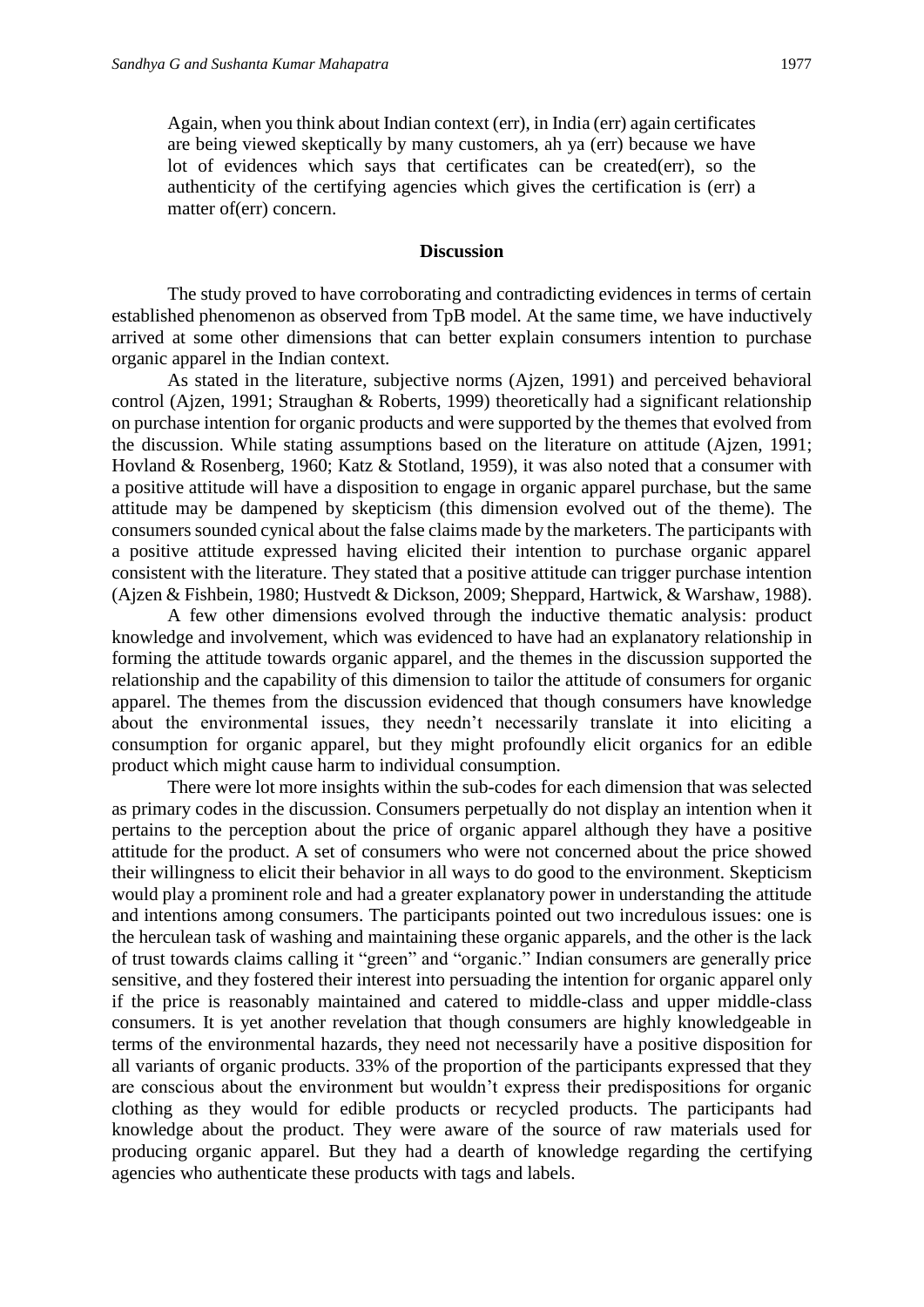> Again, when you think about Indian context (err), in India (err) again certificates are being viewed skeptically by many customers, ah ya (err) because we have lot of evidences which says that certificates can be created(err), so the authenticity of the certifying agencies which gives the certification is (err) a matter of(err) concern.

## Discussion

The study proved to have corroborating and contradicting evidences in terms of certain established phenomenon as observed from TpB model. At the same time, we have inductively arrived at some other dimensions that can better explain consumers intention to purchase organic apparel in the Indian context.

As stated in the literature, subjective norms (Ajzen, 1991) and perceived behavioral control (Ajzen, 1991; Straughan & Roberts, 1999) theoretically had a significant relationship on purchase intention for organic products and were supported by the themes that evolved from the discussion. While stating assumptions based on the literature on attitude (Ajzen, 1991; Hovland & Rosenberg, 1960; Katz & Stotland, 1959), it was also noted that a consumer with a positive attitude will have a disposition to engage in organic apparel purchase, but the same attitude may be dampened by skepticism (this dimension evolved out of the theme). The consumers sounded cynical about the false claims made by the marketers. The participants with a positive attitude expressed having elicited their intention to purchase organic apparel consistent with the literature. They stated that a positive attitude can trigger purchase intention (Ajzen & Fishbein, 1980; Hustvedt & Dickson, 2009; Sheppard, Hartwick, & Warshaw, 1988).

A few other dimensions evolved through the inductive thematic analysis: product knowledge and involvement, which was evidenced to have had an explanatory relationship in forming the attitude towards organic apparel, and the themes in the discussion supported the relationship and the capability of this dimension to tailor the attitude of consumers for organic apparel. The themes from the discussion evidenced that though consumers have knowledge about the environmental issues, they needn't necessarily translate it into eliciting a consumption for organic apparel, but they might profoundly elicit organics for an edible product which might cause harm to individual consumption.

There were lot more insights within the sub-codes for each dimension that was selected as primary codes in the discussion. Consumers perpetually do not display an intention when it pertains to the perception about the price of organic apparel although they have a positive attitude for the product. A set of consumers who were not concerned about the price showed their willingness to elicit their behavior in all ways to do good to the environment. Skepticism would play a prominent role and had a greater explanatory power in understanding the attitude and intentions among consumers. The participants pointed out two incredulous issues: one is the herculean task of washing and maintaining these organic apparels, and the other is the lack of trust towards claims calling it "green" and "organic." Indian consumers are generally price sensitive, and they fostered their interest into persuading the intention for organic apparel only if the price is reasonably maintained and catered to middle-class and upper middle-class consumers. It is yet another revelation that though consumers are highly knowledgeable in terms of the environmental hazards, they need not necessarily have a positive disposition for all variants of organic products. 33% of the proportion of the participants expressed that they are conscious about the environment but wouldn't express their predispositions for organic clothing as they would for edible products or recycled products. The participants had knowledge about the product. They were aware of the source of raw materials used for producing organic apparel. But they had a dearth of knowledge regarding the certifying agencies who authenticate these products with tags and labels.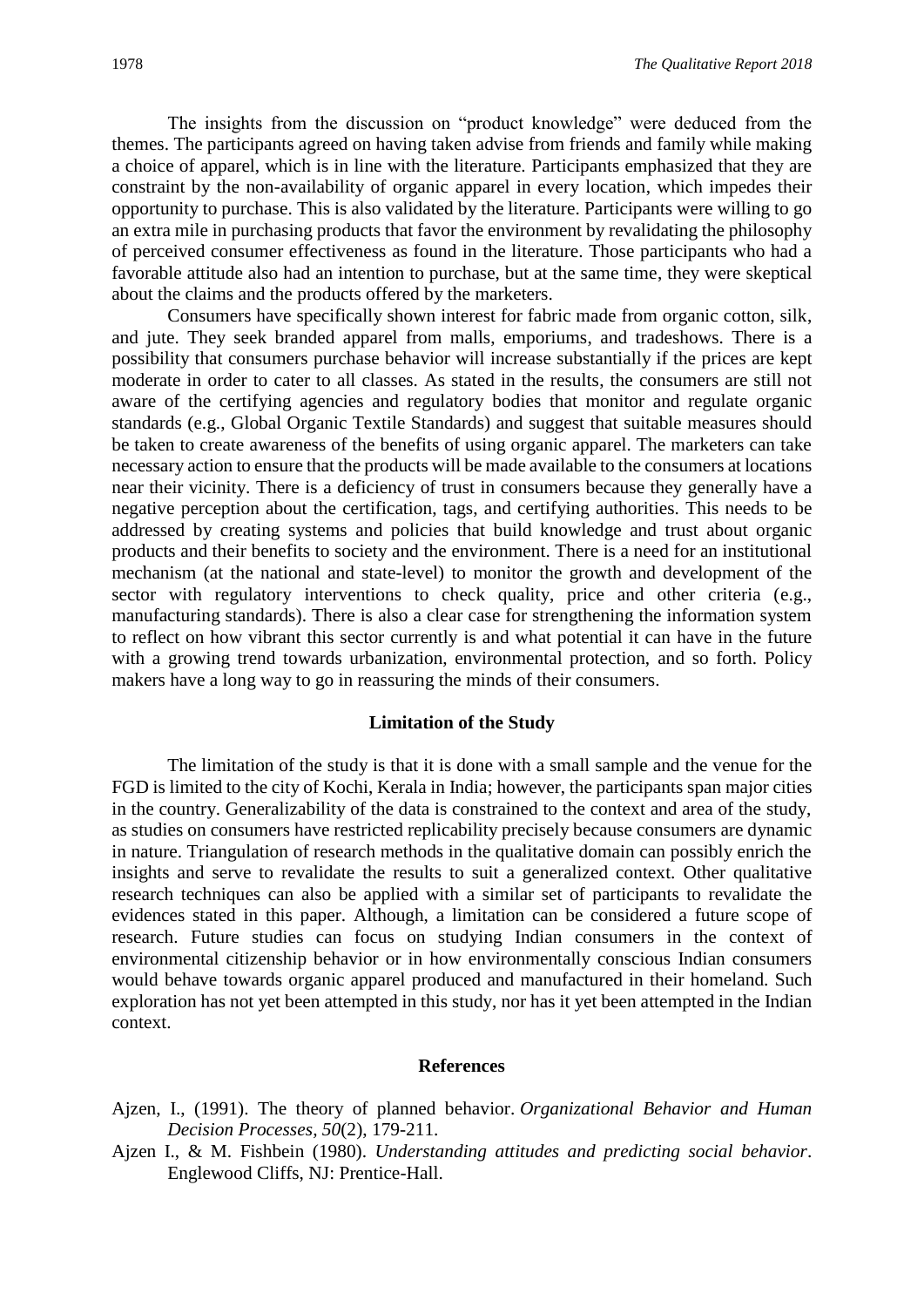The insights from the discussion on "product knowledge" were deduced from the themes. The participants agreed on having taken advise from friends and family while making a choice of apparel, which is in line with the literature. Participants emphasized that they are constraint by the non-availability of organic apparel in every location, which impedes their opportunity to purchase. This is also validated by the literature. Participants were willing to go an extra mile in purchasing products that favor the environment by revalidating the philosophy of perceived consumer effectiveness as found in the literature. Those participants who had a favorable attitude also had an intention to purchase, but at the same time, they were skeptical about the claims and the products offered by the marketers.

Consumers have specifically shown interest for fabric made from organic cotton, silk, and jute. They seek branded apparel from malls, emporiums, and tradeshows. There is a possibility that consumers purchase behavior will increase substantially if the prices are kept moderate in order to cater to all classes. As stated in the results, the consumers are still not aware of the certifying agencies and regulatory bodies that monitor and regulate organic standards (e.g., Global Organic Textile Standards) and suggest that suitable measures should be taken to create awareness of the benefits of using organic apparel. The marketers can take necessary action to ensure that the products will be made available to the consumers at locations near their vicinity. There is a deficiency of trust in consumers because they generally have a negative perception about the certification, tags, and certifying authorities. This needs to be addressed by creating systems and policies that build knowledge and trust about organic products and their benefits to society and the environment. There is a need for an institutional mechanism (at the national and state-level) to monitor the growth and development of the sector with regulatory interventions to check quality, price and other criteria (e.g., manufacturing standards). There is also a clear case for strengthening the information system to reflect on how vibrant this sector currently is and what potential it can have in the future with a growing trend towards urbanization, environmental protection, and so forth. Policy makers have a long way to go in reassuring the minds of their consumers.

## Limitation of the Study

The limitation of the study is that it is done with a small sample and the venue for the FGD is limited to the city of Kochi, Kerala in India; however, the participants span major cities in the country. Generalizability of the data is constrained to the context and area of the study, as studies on consumers have restricted replicability precisely because consumers are dynamic in nature. Triangulation of research methods in the qualitative domain can possibly enrich the insights and serve to revalidate the results to suit a generalized context. Other qualitative research techniques can also be applied with a similar set of participants to revalidate the evidences stated in this paper. Although, a limitation can be considered a future scope of research. Future studies can focus on studying Indian consumers in the context of environmental citizenship behavior or in how environmentally conscious Indian consumers would behave towards organic apparel produced and manufactured in their homeland. Such exploration has not yet been attempted in this study, nor has it yet been attempted in the Indian context.

## References

Ajzen, I., (1991). The theory of planned behavior. *Organizational Behavior and Human Decision Processes*, *50*(2), 179-211.

Ajzen I., & M. Fishbein (1980). *Understanding attitudes and predicting social behavior*. Englewood Cliffs, NJ: Prentice-Hall.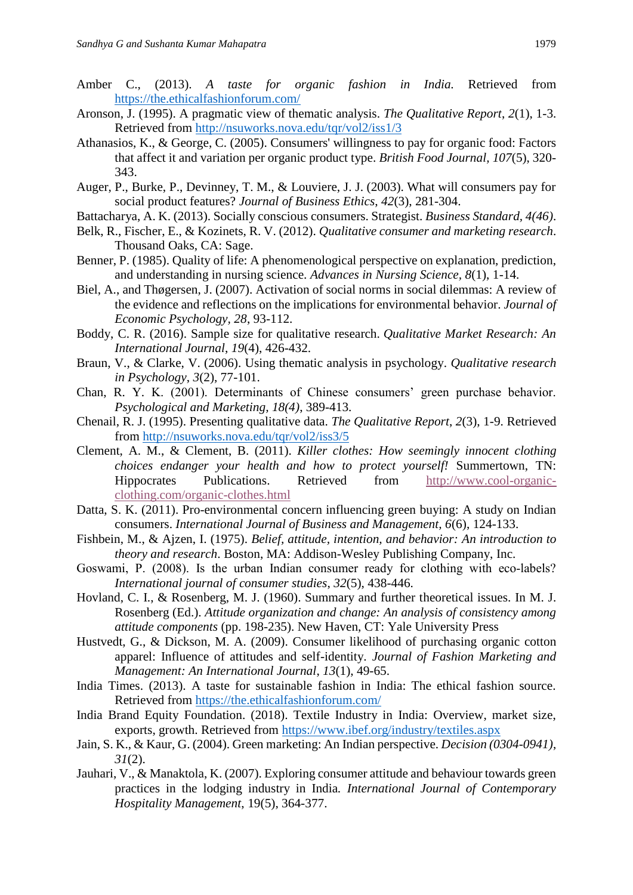Amber C., (2013). *A taste for organic fashion in India.* Retrieved from https://the.ethicalfashionforum.com/

Aronson, J. (1995). A pragmatic view of thematic analysis. *The Qualitative Report*, *2*(1), 1-3. Retrieved from http://nsuworks.nova.edu/tqr/vol2/iss1/3

Athanasios, K., & George, C. (2005). Consumers' willingness to pay for organic food: Factors that affect it and variation per organic product type. *British Food Journal, 107*(5), 320-343.

Auger, P., Burke, P., Devinney, T. M., & Louviere, J. J. (2003). What will consumers pay for social product features? *Journal of Business Ethics*, *42*(3), 281-304.

Battacharya, A. K. (2013). Socially conscious consumers. Strategist. *Business Standard, 4(46)*.

Belk, R., Fischer, E., & Kozinets, R. V. (2012). *Qualitative consumer and marketing research*. Thousand Oaks, CA: Sage.

Benner, P. (1985). Quality of life: A phenomenological perspective on explanation, prediction, and understanding in nursing science. *Advances in Nursing Science, 8*(1), 1-14.

Biel, A., and Thøgersen, J. (2007). Activation of social norms in social dilemmas: A review of the evidence and reflections on the implications for environmental behavior. *Journal of Economic Psychology, 28*, 93-112.

Boddy, C. R. (2016). Sample size for qualitative research. *Qualitative Market Research: An International Journal*, *19*(4), 426-432.

Braun, V., & Clarke, V. (2006). Using thematic analysis in psychology. *Qualitative research in Psychology*, *3*(2), 77-101.

Chan, R. Y. K. (2001). Determinants of Chinese consumers' green purchase behavior. *Psychological and Marketing, 18(4)*, 389-413.

Chenail, R. J. (1995). Presenting qualitative data. *The Qualitative Report*, *2*(3), 1-9. Retrieved from http://nsuworks.nova.edu/tqr/vol2/iss3/5

Clement, A. M., & Clement, B. (2011). *Killer clothes: How seemingly innocent clothing choices endanger your health and how to protect yourself!* Summertown, TN: Hippocrates Publications. Retrieved from http://www.cool-organic-clothing.com/organic-clothes.html

Datta, S. K. (2011). Pro-environmental concern influencing green buying: A study on Indian consumers. *International Journal of Business and Management, 6*(6), 124-133.

Fishbein, M., & Ajzen, I. (1975). *Belief, attitude, intention, and behavior: An introduction to theory and research*. Boston, MA: Addison-Wesley Publishing Company, Inc.

Goswami, P. (2008). Is the urban Indian consumer ready for clothing with eco-labels? *International journal of consumer studies*, *32*(5), 438-446.

Hovland, C. I., & Rosenberg, M. J. (1960). Summary and further theoretical issues. In M. J. Rosenberg (Ed.). *Attitude organization and change: An analysis of consistency among attitude components* (pp. 198-235). New Haven, CT: Yale University Press

Hustvedt, G., & Dickson, M. A. (2009). Consumer likelihood of purchasing organic cotton apparel: Influence of attitudes and self-identity. *Journal of Fashion Marketing and Management: An International Journal*, *13*(1), 49-65.

India Times. (2013). A taste for sustainable fashion in India: The ethical fashion source. Retrieved from https://the.ethicalfashionforum.com/

India Brand Equity Foundation. (2018). Textile Industry in India: Overview, market size, exports, growth. Retrieved from https://www.ibef.org/industry/textiles.aspx

Jain, S. K., & Kaur, G. (2004). Green marketing: An Indian perspective. *Decision (0304-0941)*, *31*(2).

Jauhari, V., & Manaktola, K. (2007). Exploring consumer attitude and behaviour towards green practices in the lodging industry in India*.* *International Journal of Contemporary Hospitality Management*, 19(5), 364-377.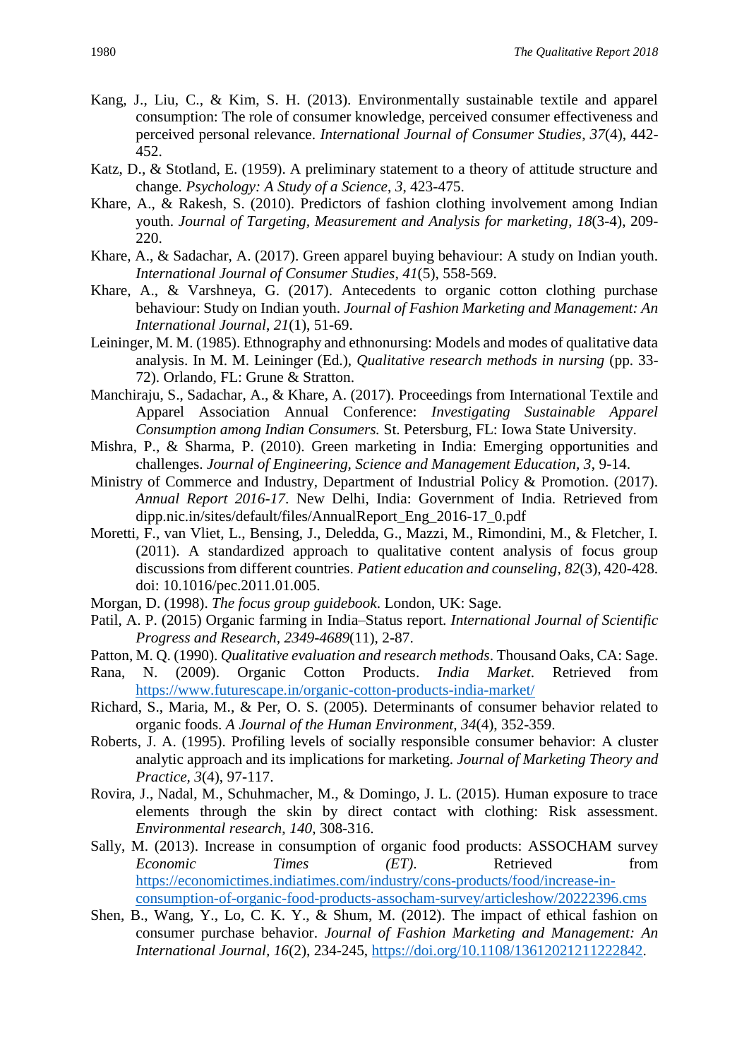Kang, J., Liu, C., & Kim, S. H. (2013). Environmentally sustainable textile and apparel consumption: The role of consumer knowledge, perceived consumer effectiveness and perceived personal relevance. *International Journal of Consumer Studies*, *37*(4), 442-452.

Katz, D., & Stotland, E. (1959). A preliminary statement to a theory of attitude structure and change. *Psychology: A Study of a Science*, *3*, 423-475.

Khare, A., & Rakesh, S. (2010). Predictors of fashion clothing involvement among Indian youth. *Journal of Targeting, Measurement and Analysis for marketing*, *18*(3-4), 209-220.

Khare, A., & Sadachar, A. (2017). Green apparel buying behaviour: A study on Indian youth. *International Journal of Consumer Studies*, *41*(5), 558-569.

Khare, A., & Varshneya, G. (2017). Antecedents to organic cotton clothing purchase behaviour: Study on Indian youth. *Journal of Fashion Marketing and Management: An International Journal*, *21*(1), 51-69.

Leininger, M. M. (1985). Ethnography and ethnonursing: Models and modes of qualitative data analysis. In M. M. Leininger (Ed.), *Qualitative research methods in nursing* (pp. 33-72). Orlando, FL: Grune & Stratton.

Manchiraju, S., Sadachar, A., & Khare, A. (2017). Proceedings from International Textile and Apparel Association Annual Conference: *Investigating Sustainable Apparel Consumption among Indian Consumers.* St. Petersburg, FL: Iowa State University.

Mishra, P., & Sharma, P. (2010). Green marketing in India: Emerging opportunities and challenges. *Journal of Engineering, Science and Management Education, 3,* 9-14.

Ministry of Commerce and Industry, Department of Industrial Policy & Promotion. (2017). *Annual Report 2016-17*. New Delhi, India: Government of India. Retrieved from dipp.nic.in/sites/default/files/AnnualReport_Eng_2016-17_0.pdf

Moretti, F., van Vliet, L., Bensing, J., Deledda, G., Mazzi, M., Rimondini, M., & Fletcher, I. (2011). A standardized approach to qualitative content analysis of focus group discussions from different countries. *Patient education and counseling, 82*(3), 420-428. doi: 10.1016/pec.2011.01.005.

Morgan, D. (1998). *The focus group guidebook*. London, UK: Sage.

Patil, A. P. (2015) Organic farming in India–Status report. *International Journal of Scientific Progress and Research, 2349-4689*(11), 2-87.

Patton, M. Q. (1990). *Qualitative evaluation and research methods*. Thousand Oaks, CA: Sage.

Rana, N. (2009). Organic Cotton Products. *India Market*. Retrieved from https://www.futurescape.in/organic-cotton-products-india-market/

Richard, S., Maria, M., & Per, O. S. (2005). Determinants of consumer behavior related to organic foods. *A Journal of the Human Environment, 34*(4), 352-359.

Roberts, J. A. (1995). Profiling levels of socially responsible consumer behavior: A cluster analytic approach and its implications for marketing. *Journal of Marketing Theory and Practice, 3*(4), 97-117.

Rovira, J., Nadal, M., Schuhmacher, M., & Domingo, J. L. (2015). Human exposure to trace elements through the skin by direct contact with clothing: Risk assessment. *Environmental research*, *140*, 308-316.

Sally, M. (2013). Increase in consumption of organic food products: ASSOCHAM survey *Economic Times (ET)*. Retrieved from https://economictimes.indiatimes.com/industry/cons-products/food/increase-in-consumption-of-organic-food-products-assocham-survey/articleshow/20222396.cms

Shen, B., Wang, Y., Lo, C. K. Y., & Shum, M. (2012). The impact of ethical fashion on consumer purchase behavior. *Journal of Fashion Marketing and Management: An International Journal, 16*(2), 234-245, https://doi.org/10.1108/13612021211222842.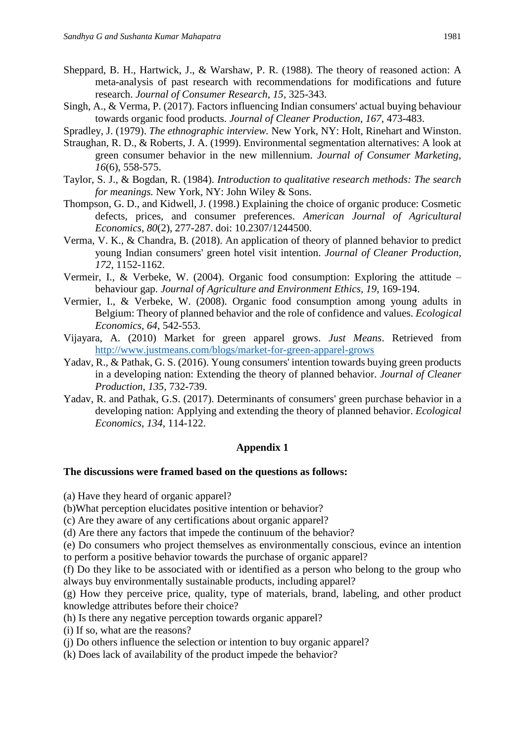Sheppard, B. H., Hartwick, J., & Warshaw, P. R. (1988). The theory of reasoned action: A meta-analysis of past research with recommendations for modifications and future research. *Journal of Consumer Research*, *15*, 325-343.

Singh, A., & Verma, P. (2017). Factors influencing Indian consumers' actual buying behaviour towards organic food products. *Journal of Cleaner Production*, *167*, 473-483.

Spradley, J. (1979). *The ethnographic interview.* New York, NY: Holt, Rinehart and Winston.

Straughan, R. D., & Roberts, J. A. (1999). Environmental segmentation alternatives: A look at green consumer behavior in the new millennium. *Journal of Consumer Marketing*, *16*(6), 558-575.

Taylor, S. J., & Bogdan, R. (1984). *Introduction to qualitative research methods: The search for meanings.* New York, NY: John Wiley & Sons.

Thompson, G. D., and Kidwell, J. (1998.) Explaining the choice of organic produce: Cosmetic defects, prices, and consumer preferences. *American Journal of Agricultural Economics, 80*(2), 277-287. doi: 10.2307/1244500.

Verma, V. K., & Chandra, B. (2018). An application of theory of planned behavior to predict young Indian consumers' green hotel visit intention. *Journal of Cleaner Production*, *172*, 1152-1162.

Vermeir, I., & Verbeke, W. (2004). Organic food consumption: Exploring the attitude – behaviour gap. *Journal of Agriculture and Environment Ethics, 19*, 169-194.

Vermier, I., & Verbeke, W. (2008). Organic food consumption among young adults in Belgium: Theory of planned behavior and the role of confidence and values. *Ecological Economics, 64*, 542-553.

Vijayara, A. (2010) Market for green apparel grows. *Just Means*. Retrieved from http://www.justmeans.com/blogs/market-for-green-apparel-grows

Yadav, R., & Pathak, G. S. (2016). Young consumers' intention towards buying green products in a developing nation: Extending the theory of planned behavior. *Journal of Cleaner Production*, *135*, 732-739.

Yadav, R. and Pathak, G.S. (2017). Determinants of consumers' green purchase behavior in a developing nation: Applying and extending the theory of planned behavior. *Ecological Economics*, *134*, 114-122.

## Appendix 1

**The discussions were framed based on the questions as follows:**

(a) Have they heard of organic apparel?

(b)What perception elucidates positive intention or behavior?

(c) Are they aware of any certifications about organic apparel?

(d) Are there any factors that impede the continuum of the behavior?

(e) Do consumers who project themselves as environmentally conscious, evince an intention to perform a positive behavior towards the purchase of organic apparel?

(f) Do they like to be associated with or identified as a person who belong to the group who always buy environmentally sustainable products, including apparel?

(g) How they perceive price, quality, type of materials, brand, labeling, and other product knowledge attributes before their choice?

(h) Is there any negative perception towards organic apparel?

(i) If so, what are the reasons?

(j) Do others influence the selection or intention to buy organic apparel?

(k) Does lack of availability of the product impede the behavior?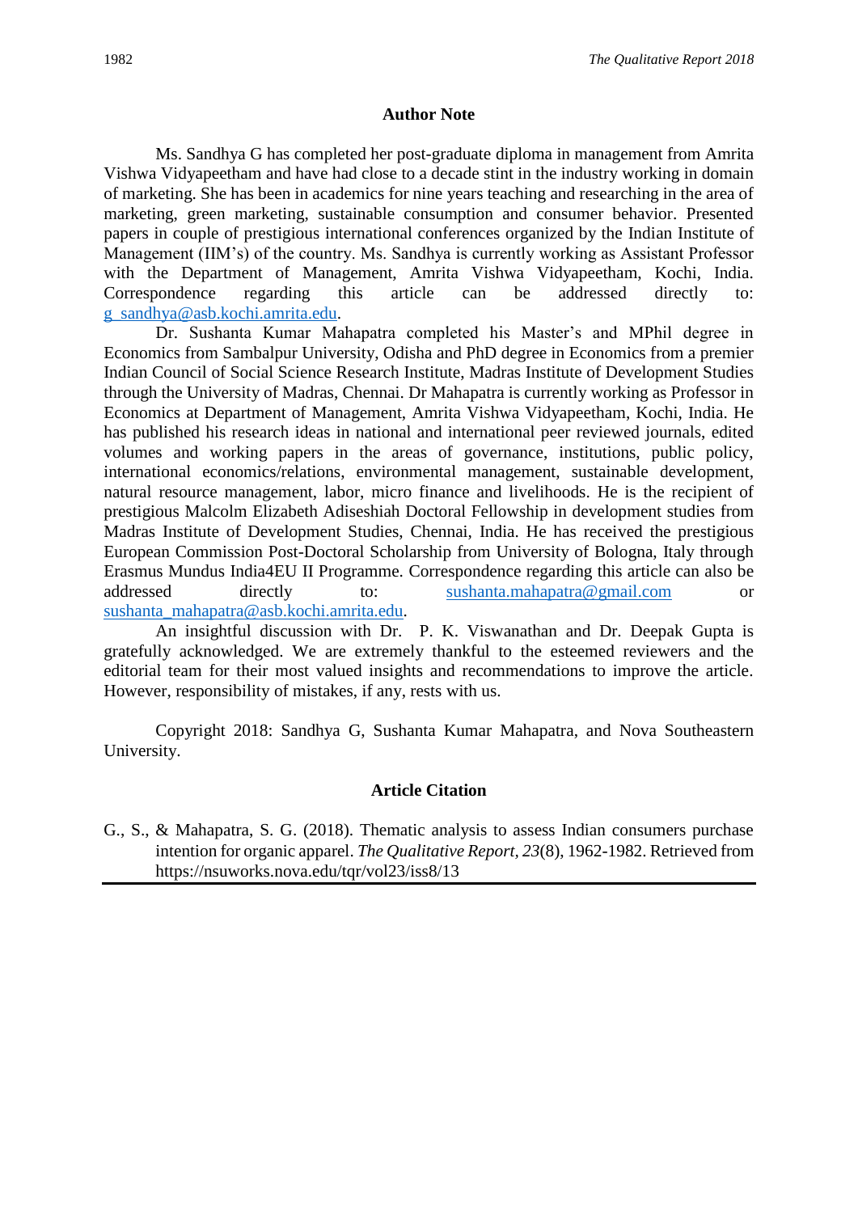## Author Note

Ms. Sandhya G has completed her post-graduate diploma in management from Amrita Vishwa Vidyapeetham and have had close to a decade stint in the industry working in domain of marketing. She has been in academics for nine years teaching and researching in the area of marketing, green marketing, sustainable consumption and consumer behavior. Presented papers in couple of prestigious international conferences organized by the Indian Institute of Management (IIM's) of the country. Ms. Sandhya is currently working as Assistant Professor with the Department of Management, Amrita Vishwa Vidyapeetham, Kochi, India. Correspondence regarding this article can be addressed directly to: g_sandhya@asb.kochi.amrita.edu.

Dr. Sushanta Kumar Mahapatra completed his Master's and MPhil degree in Economics from Sambalpur University, Odisha and PhD degree in Economics from a premier Indian Council of Social Science Research Institute, Madras Institute of Development Studies through the University of Madras, Chennai. Dr Mahapatra is currently working as Professor in Economics at Department of Management, Amrita Vishwa Vidyapeetham, Kochi, India. He has published his research ideas in national and international peer reviewed journals, edited volumes and working papers in the areas of governance, institutions, public policy, international economics/relations, environmental management, sustainable development, natural resource management, labor, micro finance and livelihoods. He is the recipient of prestigious Malcolm Elizabeth Adiseshiah Doctoral Fellowship in development studies from Madras Institute of Development Studies, Chennai, India. He has received the prestigious European Commission Post-Doctoral Scholarship from University of Bologna, Italy through Erasmus Mundus India4EU II Programme. Correspondence regarding this article can also be addressed directly to: sushanta.mahapatra@gmail.com or sushanta_mahapatra@asb.kochi.amrita.edu.

An insightful discussion with Dr. P. K. Viswanathan and Dr. Deepak Gupta is gratefully acknowledged. We are extremely thankful to the esteemed reviewers and the editorial team for their most valued insights and recommendations to improve the article. However, responsibility of mistakes, if any, rests with us.

Copyright 2018: Sandhya G, Sushanta Kumar Mahapatra, and Nova Southeastern University.

## Article Citation

G., S., & Mahapatra, S. G. (2018). Thematic analysis to assess Indian consumers purchase intention for organic apparel. *The Qualitative Report, 23*(8), 1962-1982. Retrieved from https://nsuworks.nova.edu/tqr/vol23/iss8/13